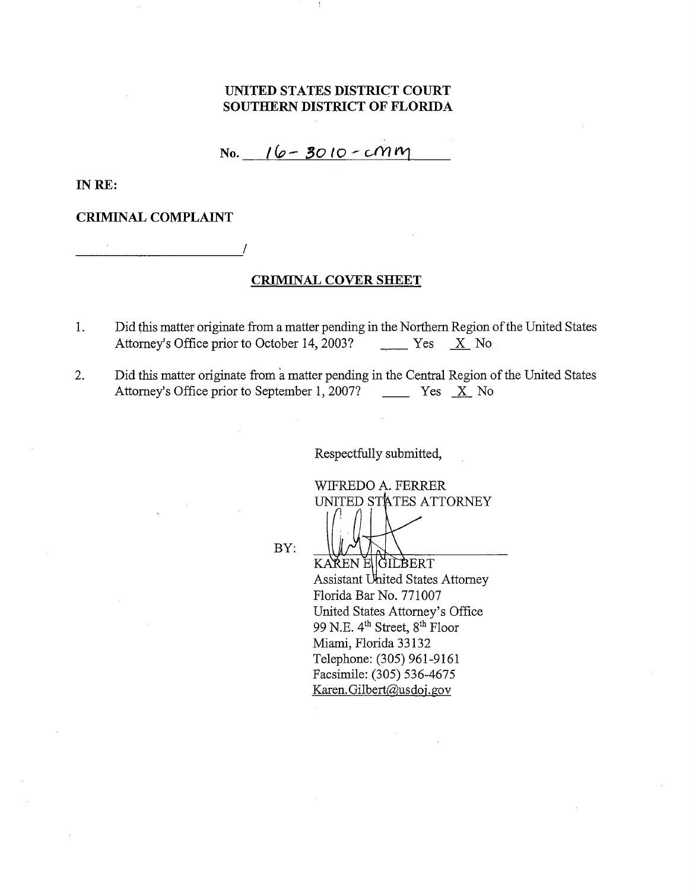**UNITED STATES DISTRICT COURT**
**SOUTHERN DISTRICT OF FLORIDA**

No. 16-3010-cmm

**IN RE:**

**CRIMINAL COMPLAINT**

\_\_\_\_\_\_\_\_\_\_\_\_\_\_\_\_\_\_\_\_\_\_\_\_/

**CRIMINAL COVER SHEET**

1. Did this matter originate from a matter pending in the Northern Region of the United States Attorney's Office prior to October 14, 2003? \_\_\_\_ Yes \_X\_ No

2. Did this matter originate from a matter pending in the Central Region of the United States Attorney's Office prior to September 1, 2007? \_\_\_\_ Yes \_X\_ No

Respectfully submitted,

WIFREDO A. FERRER
UNITED STATES ATTORNEY

BY: \_\_\_\_\_\_\_\_\_\_\_\_\_\_\_\_\_\_\_\_\_\_\_\_
KAREN E. GILBERT
Assistant United States Attorney
Florida Bar No. 771007
United States Attorney's Office
99 N.E. 4th Street, 8th Floor
Miami, Florida 33132
Telephone: (305) 961-9161
Facsimile: (305) 536-4675
Karen.Gilbert@usdoj.gov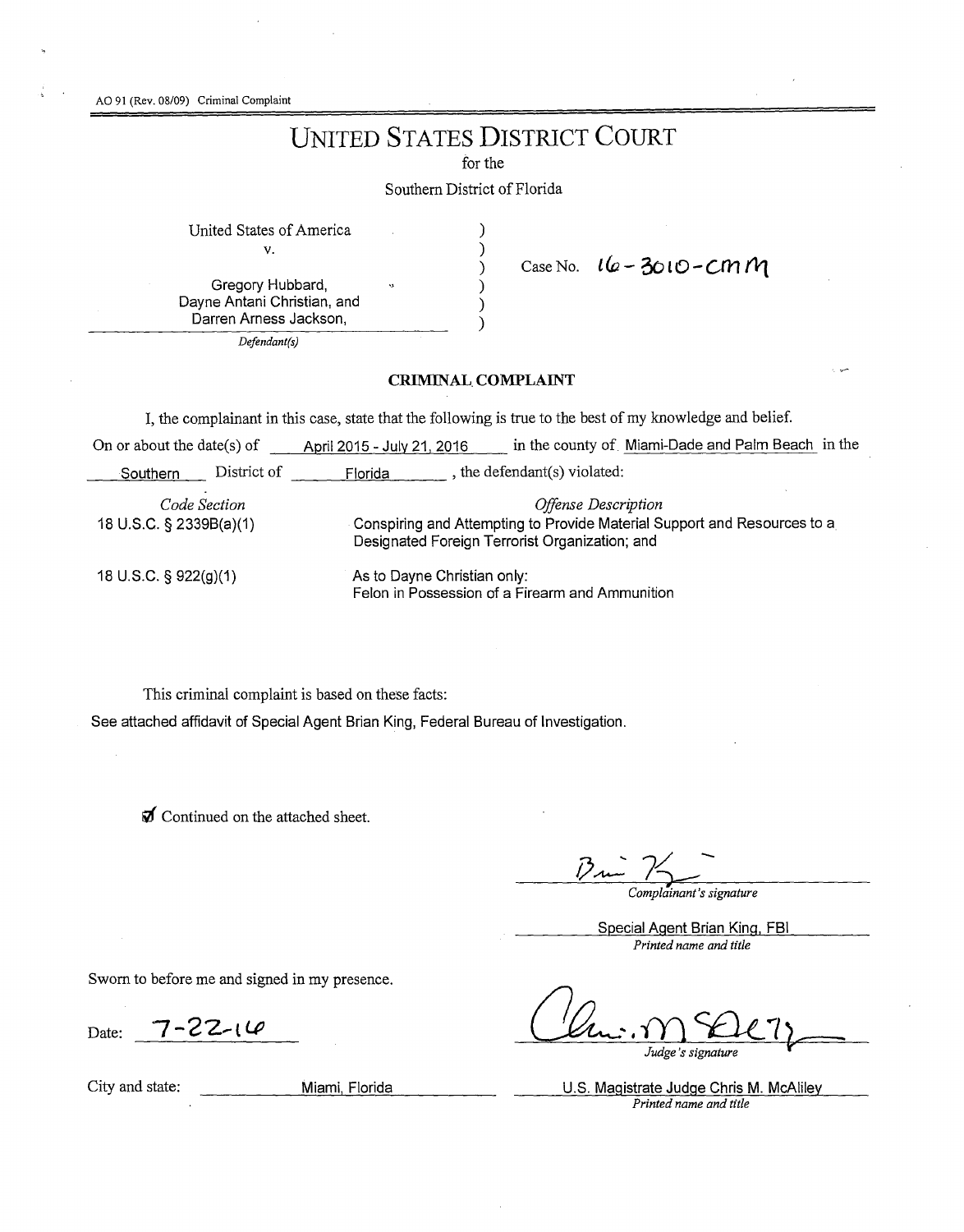AO 91 (Rev. 08/09) Criminal Complaint

# UNITED STATES DISTRICT COURT

for the

Southern District of Florida

United States of America
v.

Gregory Hubbard,
Dayne Antani Christian, and
Darren Arness Jackson,

*Defendant(s)*

Case No. 16-3010-CMM

## CRIMINAL COMPLAINT

I, the complainant in this case, state that the following is true to the best of my knowledge and belief.

On or about the date(s) of April 2015 - July 21, 2016 in the county of Miami-Dade and Palm Beach in the Southern District of Florida, the defendant(s) violated:

| *Code Section* | *Offense Description* |
|---|---|
| 18 U.S.C. § 2339B(a)(1) | Conspiring and Attempting to Provide Material Support and Resources to a Designated Foreign Terrorist Organization; and |
| 18 U.S.C. § 922(g)(1) | As to Dayne Christian only: Felon in Possession of a Firearm and Ammunition |

This criminal complaint is based on these facts:

See attached affidavit of Special Agent Brian King, Federal Bureau of Investigation.

☑ Continued on the attached sheet.

*Complainant's signature*

Special Agent Brian King, FBI
*Printed name and title*

Sworn to before me and signed in my presence.

Date: 7-22-16

*Judge's signature*

City and state: Miami, Florida

U.S. Magistrate Judge Chris M. McAliley
*Printed name and title*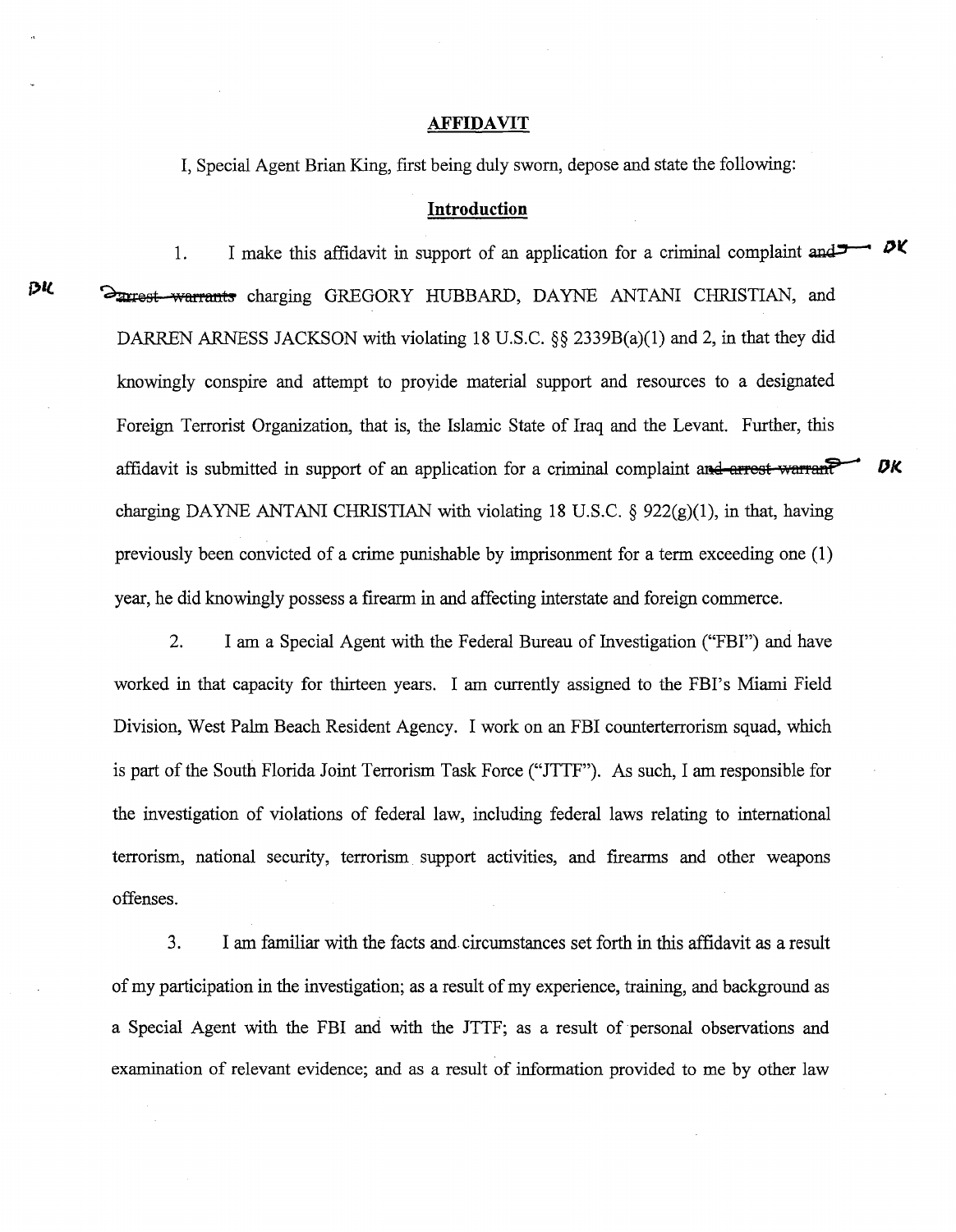## AFFIDAVIT

I, Special Agent Brian King, first being duly sworn, depose and state the following:

## Introduction

1. I make this affidavit in support of an application for a criminal complaint ~~and arrest warrants~~ charging GREGORY HUBBARD, DAYNE ANTANI CHRISTIAN, and DARREN ARNESS JACKSON with violating 18 U.S.C. §§ 2339B(a)(1) and 2, in that they did knowingly conspire and attempt to provide material support and resources to a designated Foreign Terrorist Organization, that is, the Islamic State of Iraq and the Levant. Further, this affidavit is submitted in support of an application for a criminal complaint ~~and arrest warrant~~ charging DAYNE ANTANI CHRISTIAN with violating 18 U.S.C. § 922(g)(1), in that, having previously been convicted of a crime punishable by imprisonment for a term exceeding one (1) year, he did knowingly possess a firearm in and affecting interstate and foreign commerce.

2. I am a Special Agent with the Federal Bureau of Investigation ("FBI") and have worked in that capacity for thirteen years. I am currently assigned to the FBI's Miami Field Division, West Palm Beach Resident Agency. I work on an FBI counterterrorism squad, which is part of the South Florida Joint Terrorism Task Force ("JTTF"). As such, I am responsible for the investigation of violations of federal law, including federal laws relating to international terrorism, national security, terrorism support activities, and firearms and other weapons offenses.

3. I am familiar with the facts and circumstances set forth in this affidavit as a result of my participation in the investigation; as a result of my experience, training, and background as a Special Agent with the FBI and with the JTTF; as a result of personal observations and examination of relevant evidence; and as a result of information provided to me by other law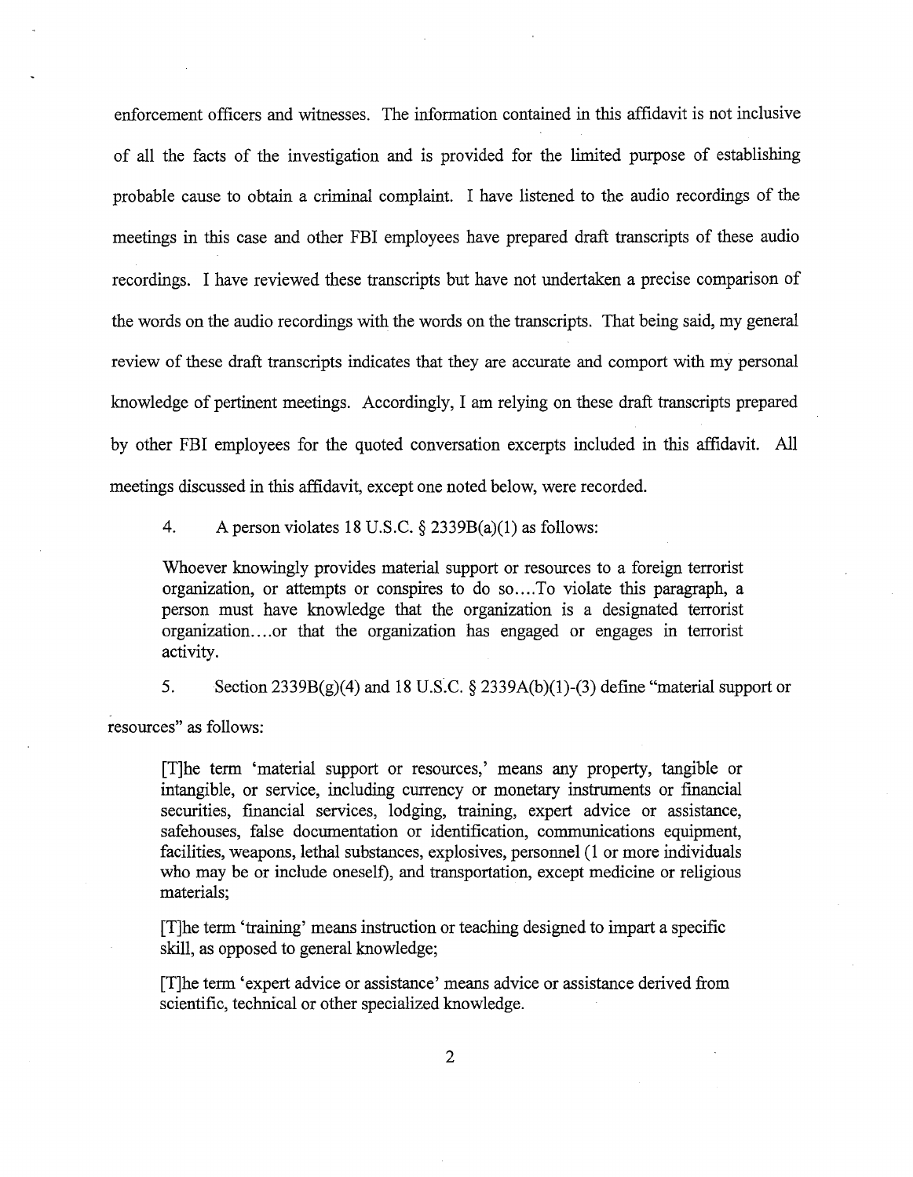enforcement officers and witnesses. The information contained in this affidavit is not inclusive of all the facts of the investigation and is provided for the limited purpose of establishing probable cause to obtain a criminal complaint. I have listened to the audio recordings of the meetings in this case and other FBI employees have prepared draft transcripts of these audio recordings. I have reviewed these transcripts but have not undertaken a precise comparison of the words on the audio recordings with the words on the transcripts. That being said, my general review of these draft transcripts indicates that they are accurate and comport with my personal knowledge of pertinent meetings. Accordingly, I am relying on these draft transcripts prepared by other FBI employees for the quoted conversation excerpts included in this affidavit. All meetings discussed in this affidavit, except one noted below, were recorded.

4. A person violates 18 U.S.C. § 2339B(a)(1) as follows:

> Whoever knowingly provides material support or resources to a foreign terrorist organization, or attempts or conspires to do so....To violate this paragraph, a person must have knowledge that the organization is a designated terrorist organization....or that the organization has engaged or engages in terrorist activity.

5. Section 2339B(g)(4) and 18 U.S.C. § 2339A(b)(1)-(3) define "material support or resources" as follows:

> [T]he term 'material support or resources,' means any property, tangible or intangible, or service, including currency or monetary instruments or financial securities, financial services, lodging, training, expert advice or assistance, safehouses, false documentation or identification, communications equipment, facilities, weapons, lethal substances, explosives, personnel (1 or more individuals who may be or include oneself), and transportation, except medicine or religious materials;
>
> [T]he term 'training' means instruction or teaching designed to impart a specific skill, as opposed to general knowledge;
>
> [T]he term 'expert advice or assistance' means advice or assistance derived from scientific, technical or other specialized knowledge.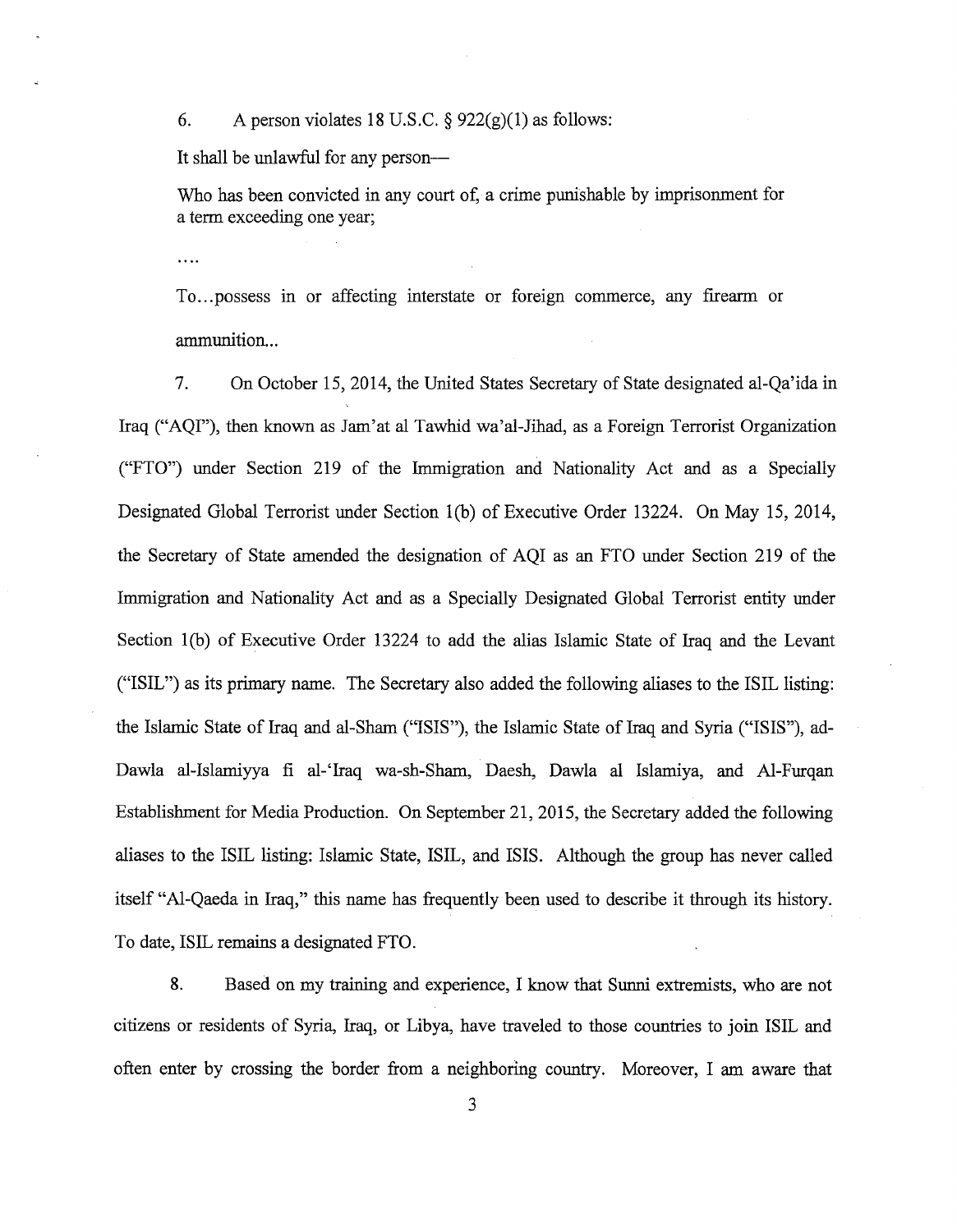6. A person violates 18 U.S.C. § 922(g)(1) as follows:

It shall be unlawful for any person—

Who has been convicted in any court of, a crime punishable by imprisonment for a term exceeding one year;

....

To...possess in or affecting interstate or foreign commerce, any firearm or ammunition...

7. On October 15, 2014, the United States Secretary of State designated al-Qa'ida in Iraq ("AQI"), then known as Jam'at al Tawhid wa'al-Jihad, as a Foreign Terrorist Organization ("FTO") under Section 219 of the Immigration and Nationality Act and as a Specially Designated Global Terrorist under Section 1(b) of Executive Order 13224. On May 15, 2014, the Secretary of State amended the designation of AQI as an FTO under Section 219 of the Immigration and Nationality Act and as a Specially Designated Global Terrorist entity under Section 1(b) of Executive Order 13224 to add the alias Islamic State of Iraq and the Levant ("ISIL") as its primary name. The Secretary also added the following aliases to the ISIL listing: the Islamic State of Iraq and al-Sham ("ISIS"), the Islamic State of Iraq and Syria ("ISIS"), ad-Dawla al-Islamiyya fi al-'Iraq wa-sh-Sham, Daesh, Dawla al Islamiya, and Al-Furqan Establishment for Media Production. On September 21, 2015, the Secretary added the following aliases to the ISIL listing: Islamic State, ISIL, and ISIS. Although the group has never called itself "Al-Qaeda in Iraq," this name has frequently been used to describe it through its history. To date, ISIL remains a designated FTO.

8. Based on my training and experience, I know that Sunni extremists, who are not citizens or residents of Syria, Iraq, or Libya, have traveled to those countries to join ISIL and often enter by crossing the border from a neighboring country. Moreover, I am aware that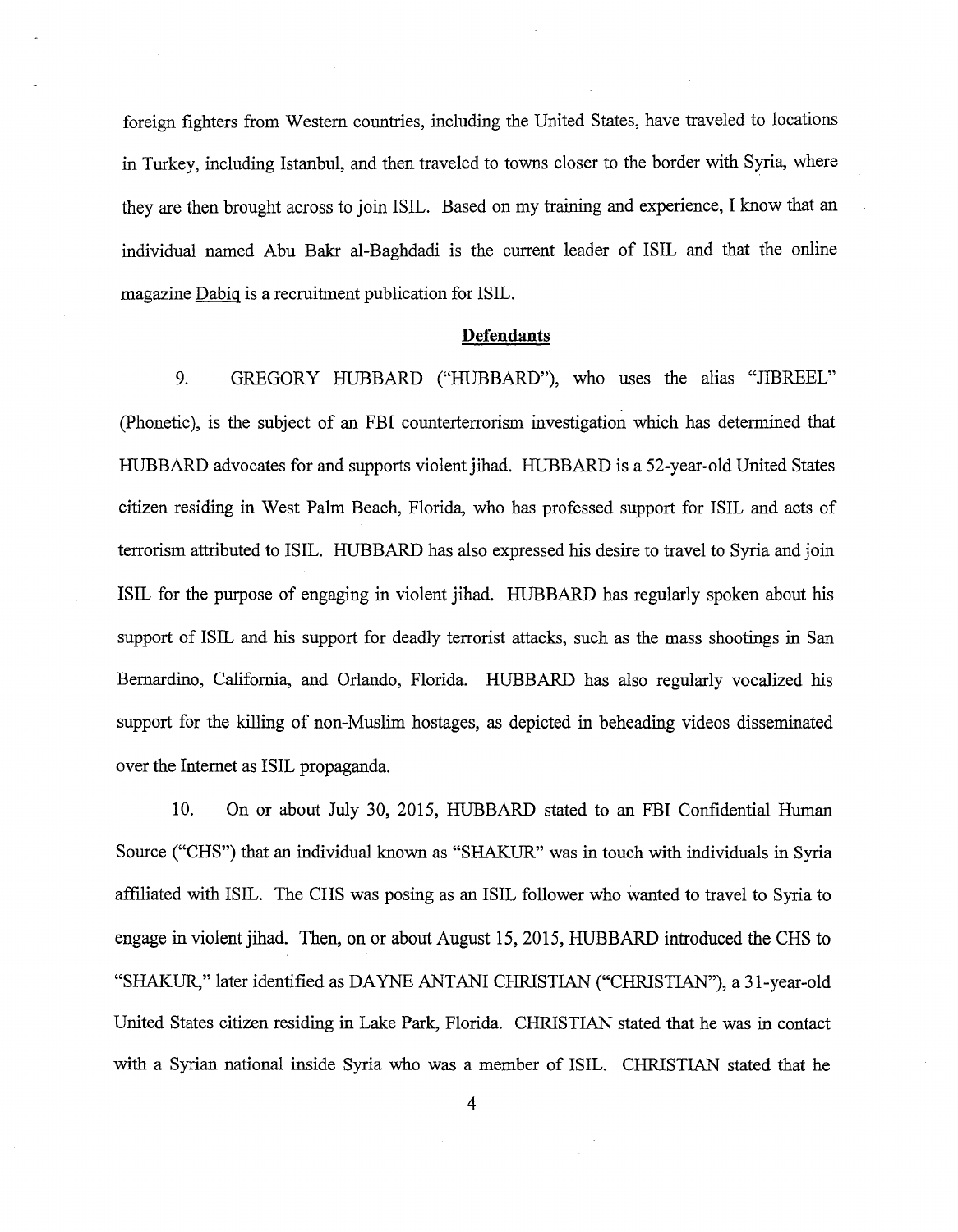foreign fighters from Western countries, including the United States, have traveled to locations in Turkey, including Istanbul, and then traveled to towns closer to the border with Syria, where they are then brought across to join ISIL. Based on my training and experience, I know that an individual named Abu Bakr al-Baghdadi is the current leader of ISIL and that the online magazine Dabiq is a recruitment publication for ISIL.

## **Defendants**

9. GREGORY HUBBARD ("HUBBARD"), who uses the alias "JIBREEL" (Phonetic), is the subject of an FBI counterterrorism investigation which has determined that HUBBARD advocates for and supports violent jihad. HUBBARD is a 52-year-old United States citizen residing in West Palm Beach, Florida, who has professed support for ISIL and acts of terrorism attributed to ISIL. HUBBARD has also expressed his desire to travel to Syria and join ISIL for the purpose of engaging in violent jihad. HUBBARD has regularly spoken about his support of ISIL and his support for deadly terrorist attacks, such as the mass shootings in San Bernardino, California, and Orlando, Florida. HUBBARD has also regularly vocalized his support for the killing of non-Muslim hostages, as depicted in beheading videos disseminated over the Internet as ISIL propaganda.

10. On or about July 30, 2015, HUBBARD stated to an FBI Confidential Human Source ("CHS") that an individual known as "SHAKUR" was in touch with individuals in Syria affiliated with ISIL. The CHS was posing as an ISIL follower who wanted to travel to Syria to engage in violent jihad. Then, on or about August 15, 2015, HUBBARD introduced the CHS to "SHAKUR," later identified as DAYNE ANTANI CHRISTIAN ("CHRISTIAN"), a 31-year-old United States citizen residing in Lake Park, Florida. CHRISTIAN stated that he was in contact with a Syrian national inside Syria who was a member of ISIL. CHRISTIAN stated that he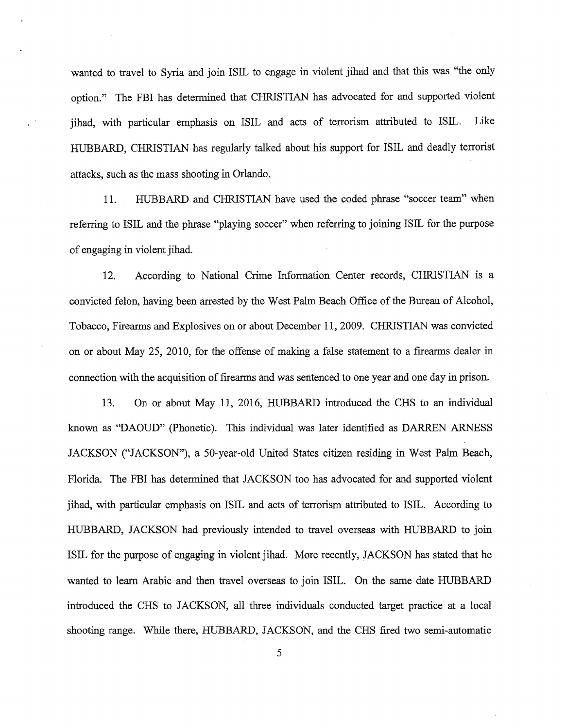wanted to travel to Syria and join ISIL to engage in violent jihad and that this was "the only option." The FBI has determined that CHRISTIAN has advocated for and supported violent jihad, with particular emphasis on ISIL and acts of terrorism attributed to ISIL. Like HUBBARD, CHRISTIAN has regularly talked about his support for ISIL and deadly terrorist attacks, such as the mass shooting in Orlando.

11. HUBBARD and CHRISTIAN have used the coded phrase "soccer team" when referring to ISIL and the phrase "playing soccer" when referring to joining ISIL for the purpose of engaging in violent jihad.

12. According to National Crime Information Center records, CHRISTIAN is a convicted felon, having been arrested by the West Palm Beach Office of the Bureau of Alcohol, Tobacco, Firearms and Explosives on or about December 11, 2009. CHRISTIAN was convicted on or about May 25, 2010, for the offense of making a false statement to a firearms dealer in connection with the acquisition of firearms and was sentenced to one year and one day in prison.

13. On or about May 11, 2016, HUBBARD introduced the CHS to an individual known as "DAOUD" (Phonetic). This individual was later identified as DARREN ARNESS JACKSON ("JACKSON"), a 50-year-old United States citizen residing in West Palm Beach, Florida. The FBI has determined that JACKSON too has advocated for and supported violent jihad, with particular emphasis on ISIL and acts of terrorism attributed to ISIL. According to HUBBARD, JACKSON had previously intended to travel overseas with HUBBARD to join ISIL for the purpose of engaging in violent jihad. More recently, JACKSON has stated that he wanted to learn Arabic and then travel overseas to join ISIL. On the same date HUBBARD introduced the CHS to JACKSON, all three individuals conducted target practice at a local shooting range. While there, HUBBARD, JACKSON, and the CHS fired two semi-automatic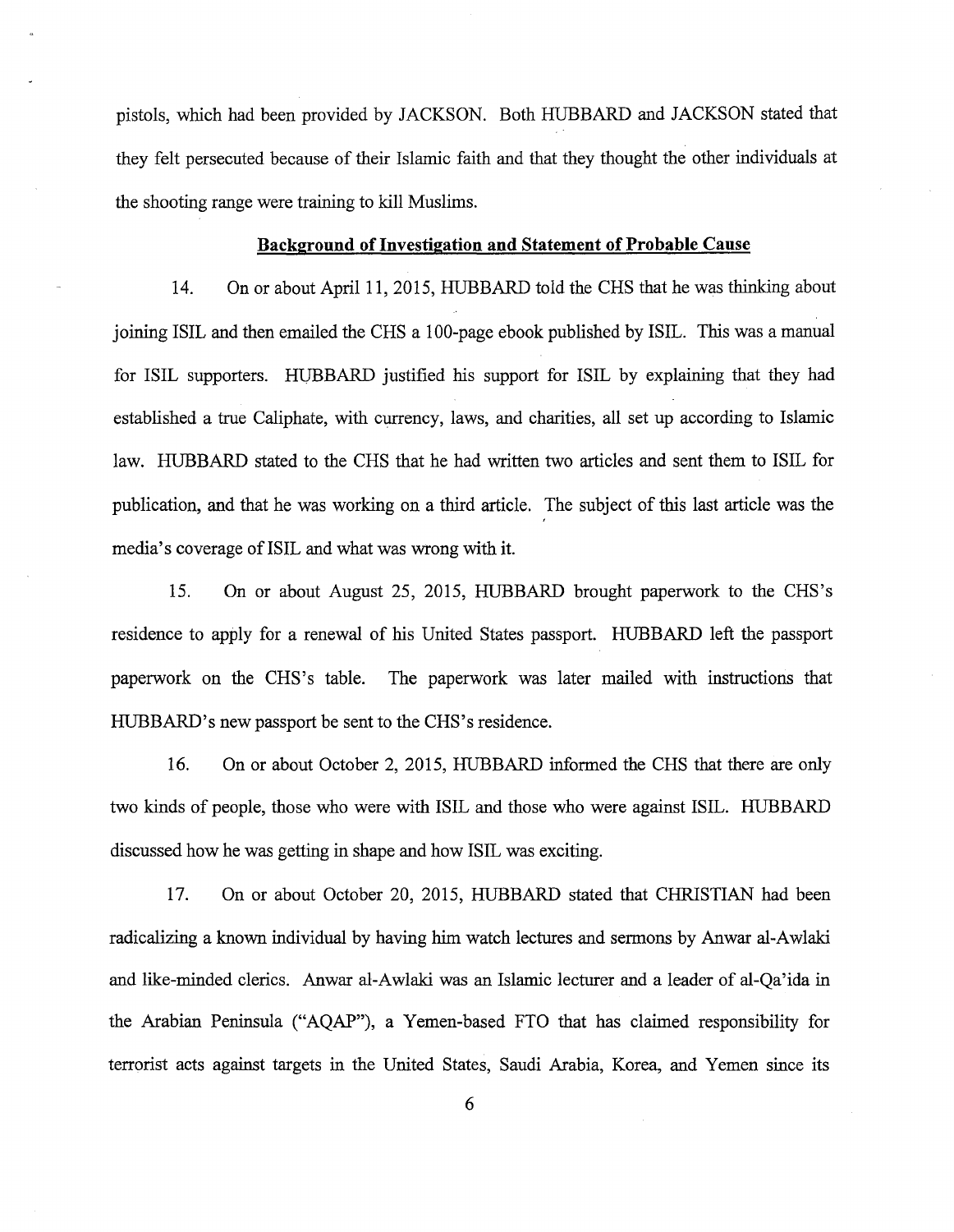pistols, which had been provided by JACKSON. Both HUBBARD and JACKSON stated that they felt persecuted because of their Islamic faith and that they thought the other individuals at the shooting range were training to kill Muslims.

**Background of Investigation and Statement of Probable Cause**

14. On or about April 11, 2015, HUBBARD told the CHS that he was thinking about joining ISIL and then emailed the CHS a 100-page ebook published by ISIL. This was a manual for ISIL supporters. HUBBARD justified his support for ISIL by explaining that they had established a true Caliphate, with currency, laws, and charities, all set up according to Islamic law. HUBBARD stated to the CHS that he had written two articles and sent them to ISIL for publication, and that he was working on a third article. The subject of this last article was the media's coverage of ISIL and what was wrong with it.

15. On or about August 25, 2015, HUBBARD brought paperwork to the CHS's residence to apply for a renewal of his United States passport. HUBBARD left the passport paperwork on the CHS's table. The paperwork was later mailed with instructions that HUBBARD's new passport be sent to the CHS's residence.

16. On or about October 2, 2015, HUBBARD informed the CHS that there are only two kinds of people, those who were with ISIL and those who were against ISIL. HUBBARD discussed how he was getting in shape and how ISIL was exciting.

17. On or about October 20, 2015, HUBBARD stated that CHRISTIAN had been radicalizing a known individual by having him watch lectures and sermons by Anwar al-Awlaki and like-minded clerics. Anwar al-Awlaki was an Islamic lecturer and a leader of al-Qa'ida in the Arabian Peninsula ("AQAP"), a Yemen-based FTO that has claimed responsibility for terrorist acts against targets in the United States, Saudi Arabia, Korea, and Yemen since its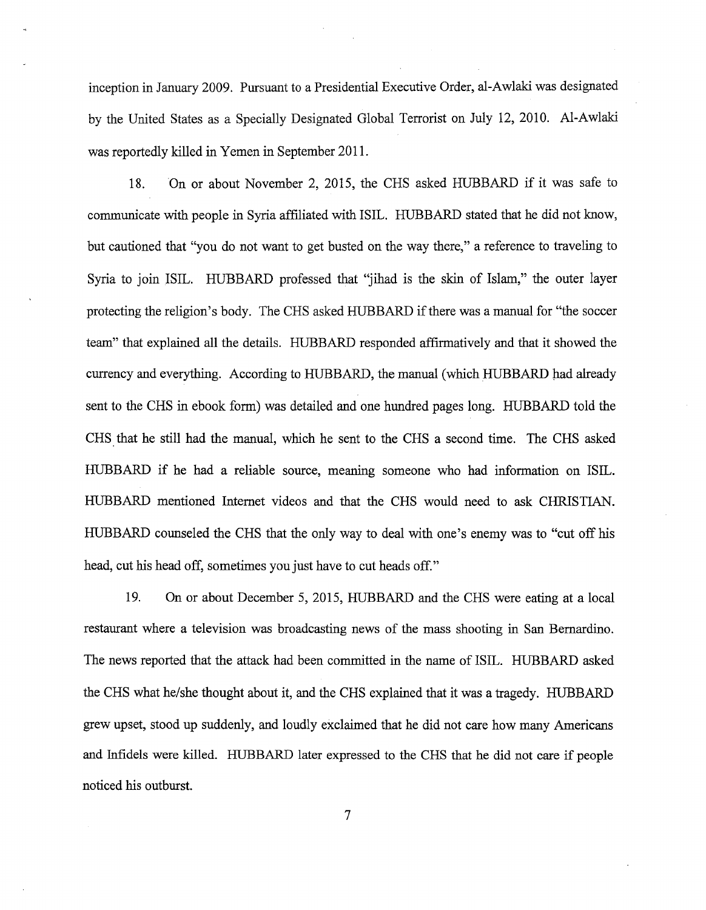inception in January 2009. Pursuant to a Presidential Executive Order, al-Awlaki was designated by the United States as a Specially Designated Global Terrorist on July 12, 2010. Al-Awlaki was reportedly killed in Yemen in September 2011.

18. On or about November 2, 2015, the CHS asked HUBBARD if it was safe to communicate with people in Syria affiliated with ISIL. HUBBARD stated that he did not know, but cautioned that "you do not want to get busted on the way there," a reference to traveling to Syria to join ISIL. HUBBARD professed that "jihad is the skin of Islam," the outer layer protecting the religion's body. The CHS asked HUBBARD if there was a manual for "the soccer team" that explained all the details. HUBBARD responded affirmatively and that it showed the currency and everything. According to HUBBARD, the manual (which HUBBARD had already sent to the CHS in ebook form) was detailed and one hundred pages long. HUBBARD told the CHS that he still had the manual, which he sent to the CHS a second time. The CHS asked HUBBARD if he had a reliable source, meaning someone who had information on ISIL. HUBBARD mentioned Internet videos and that the CHS would need to ask CHRISTIAN. HUBBARD counseled the CHS that the only way to deal with one's enemy was to "cut off his head, cut his head off, sometimes you just have to cut heads off."

19. On or about December 5, 2015, HUBBARD and the CHS were eating at a local restaurant where a television was broadcasting news of the mass shooting in San Bernardino. The news reported that the attack had been committed in the name of ISIL. HUBBARD asked the CHS what he/she thought about it, and the CHS explained that it was a tragedy. HUBBARD grew upset, stood up suddenly, and loudly exclaimed that he did not care how many Americans and Infidels were killed. HUBBARD later expressed to the CHS that he did not care if people noticed his outburst.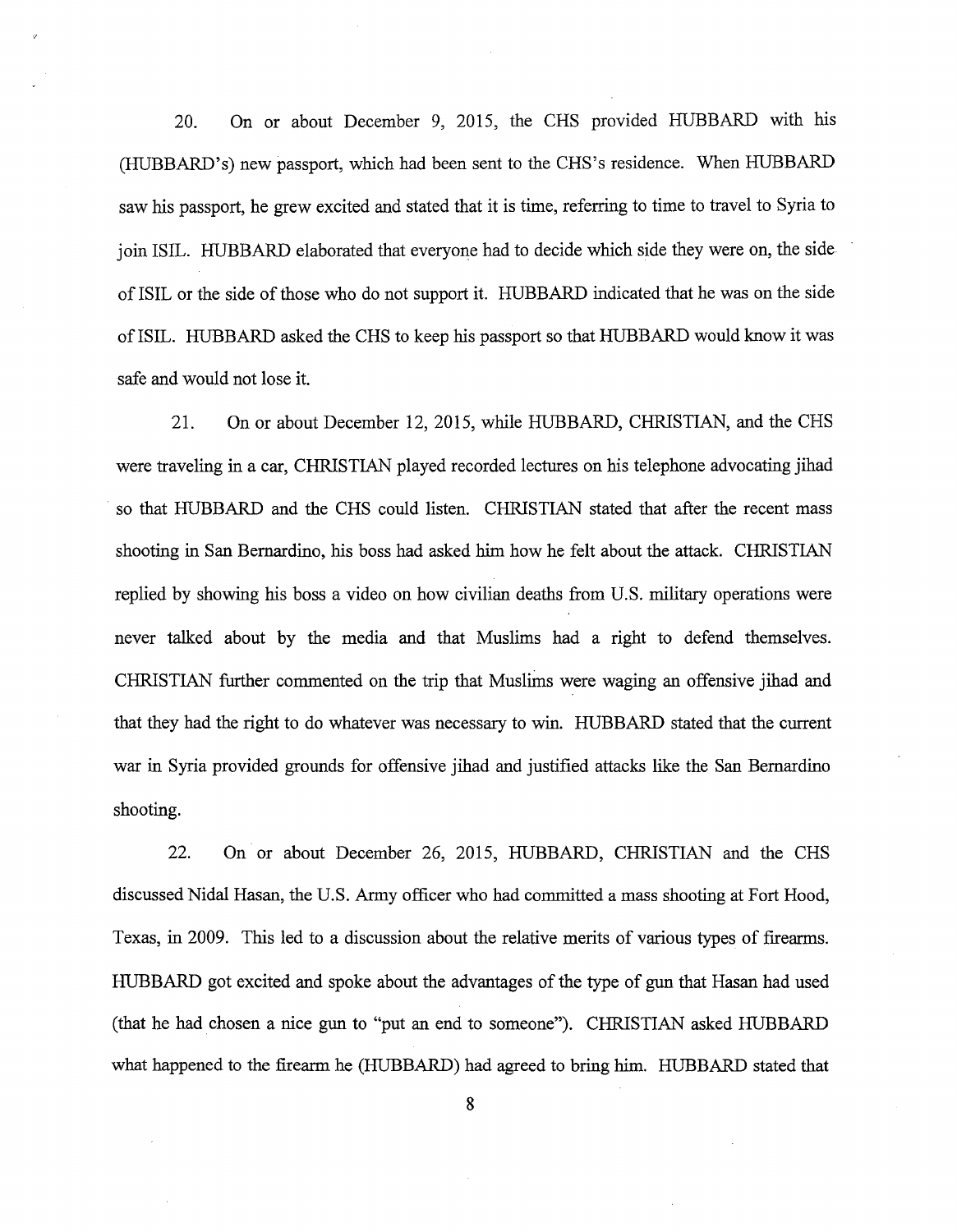20. On or about December 9, 2015, the CHS provided HUBBARD with his (HUBBARD's) new passport, which had been sent to the CHS's residence. When HUBBARD saw his passport, he grew excited and stated that it is time, referring to time to travel to Syria to join ISIL. HUBBARD elaborated that everyone had to decide which side they were on, the side of ISIL or the side of those who do not support it. HUBBARD indicated that he was on the side of ISIL. HUBBARD asked the CHS to keep his passport so that HUBBARD would know it was safe and would not lose it.

21. On or about December 12, 2015, while HUBBARD, CHRISTIAN, and the CHS were traveling in a car, CHRISTIAN played recorded lectures on his telephone advocating jihad so that HUBBARD and the CHS could listen. CHRISTIAN stated that after the recent mass shooting in San Bernardino, his boss had asked him how he felt about the attack. CHRISTIAN replied by showing his boss a video on how civilian deaths from U.S. military operations were never talked about by the media and that Muslims had a right to defend themselves. CHRISTIAN further commented on the trip that Muslims were waging an offensive jihad and that they had the right to do whatever was necessary to win. HUBBARD stated that the current war in Syria provided grounds for offensive jihad and justified attacks like the San Bernardino shooting.

22. On or about December 26, 2015, HUBBARD, CHRISTIAN and the CHS discussed Nidal Hasan, the U.S. Army officer who had committed a mass shooting at Fort Hood, Texas, in 2009. This led to a discussion about the relative merits of various types of firearms. HUBBARD got excited and spoke about the advantages of the type of gun that Hasan had used (that he had chosen a nice gun to "put an end to someone"). CHRISTIAN asked HUBBARD what happened to the firearm he (HUBBARD) had agreed to bring him. HUBBARD stated that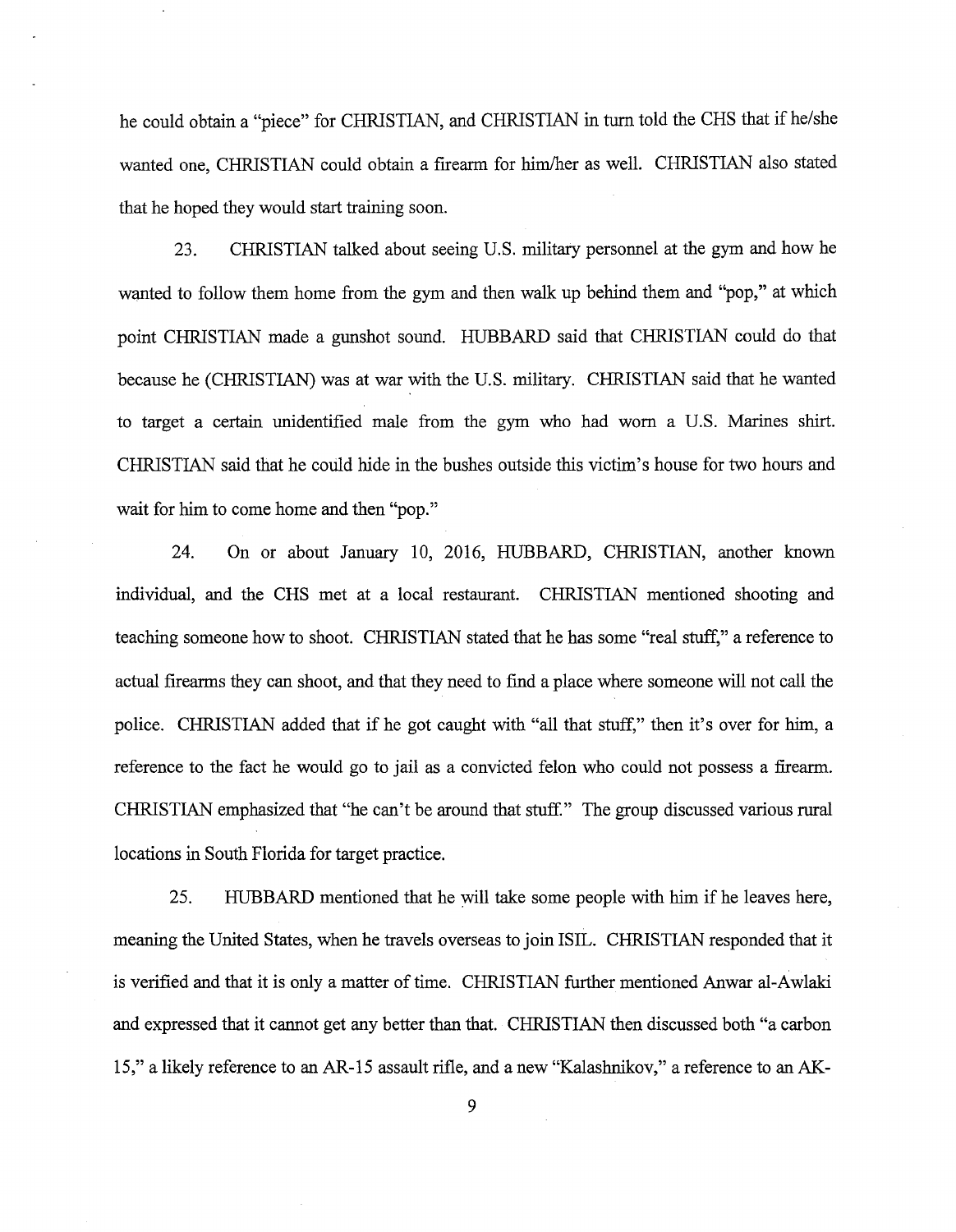he could obtain a "piece" for CHRISTIAN, and CHRISTIAN in turn told the CHS that if he/she wanted one, CHRISTIAN could obtain a firearm for him/her as well. CHRISTIAN also stated that he hoped they would start training soon.

23. CHRISTIAN talked about seeing U.S. military personnel at the gym and how he wanted to follow them home from the gym and then walk up behind them and "pop," at which point CHRISTIAN made a gunshot sound. HUBBARD said that CHRISTIAN could do that because he (CHRISTIAN) was at war with the U.S. military. CHRISTIAN said that he wanted to target a certain unidentified male from the gym who had worn a U.S. Marines shirt. CHRISTIAN said that he could hide in the bushes outside this victim's house for two hours and wait for him to come home and then "pop."

24. On or about January 10, 2016, HUBBARD, CHRISTIAN, another known individual, and the CHS met at a local restaurant. CHRISTIAN mentioned shooting and teaching someone how to shoot. CHRISTIAN stated that he has some "real stuff," a reference to actual firearms they can shoot, and that they need to find a place where someone will not call the police. CHRISTIAN added that if he got caught with "all that stuff," then it's over for him, a reference to the fact he would go to jail as a convicted felon who could not possess a firearm. CHRISTIAN emphasized that "he can't be around that stuff." The group discussed various rural locations in South Florida for target practice.

25. HUBBARD mentioned that he will take some people with him if he leaves here, meaning the United States, when he travels overseas to join ISIL. CHRISTIAN responded that it is verified and that it is only a matter of time. CHRISTIAN further mentioned Anwar al-Awlaki and expressed that it cannot get any better than that. CHRISTIAN then discussed both "a carbon 15," a likely reference to an AR-15 assault rifle, and a new "Kalashnikov," a reference to an AK-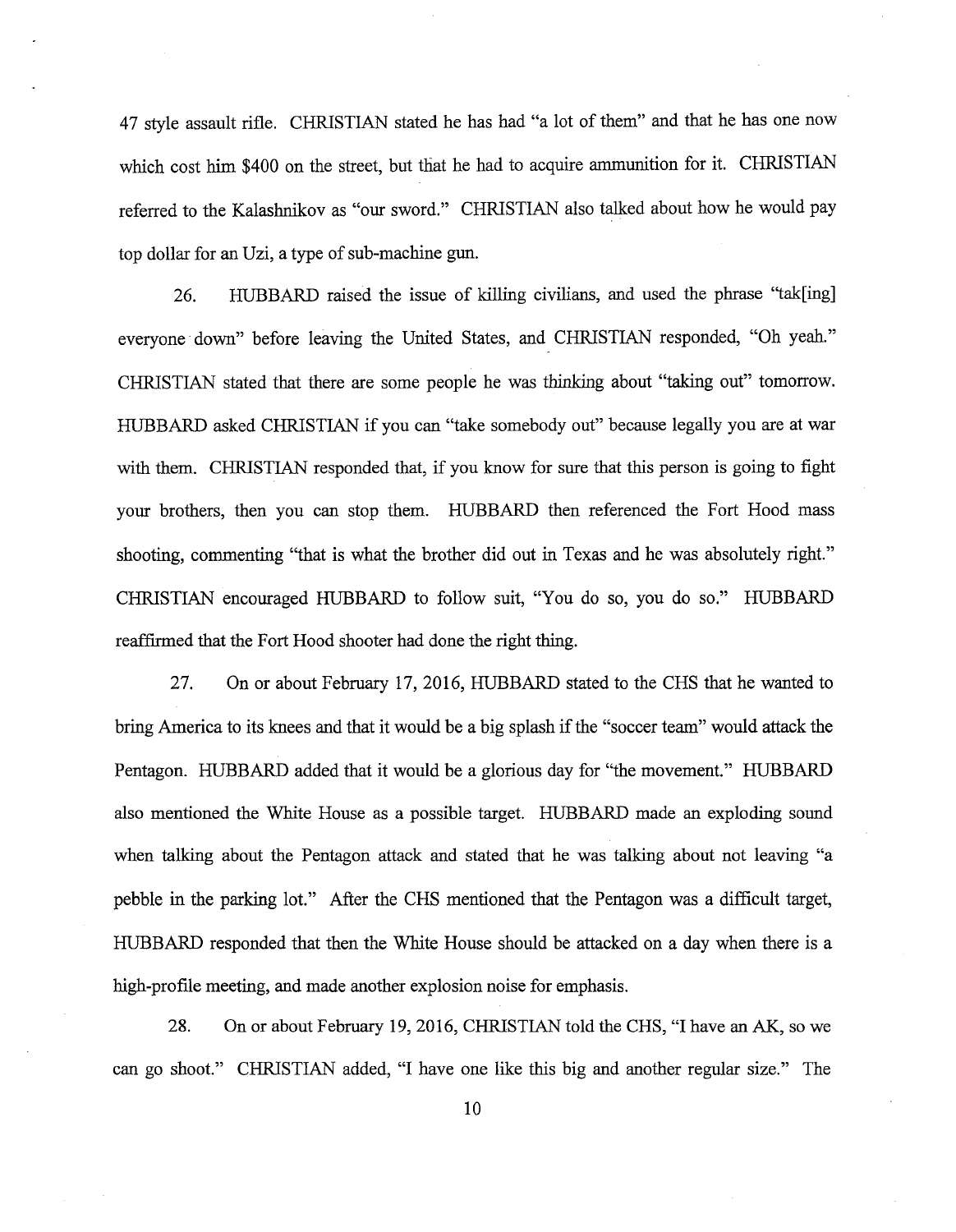47 style assault rifle. CHRISTIAN stated he has had "a lot of them" and that he has one now which cost him $400 on the street, but that he had to acquire ammunition for it. CHRISTIAN referred to the Kalashnikov as "our sword." CHRISTIAN also talked about how he would pay top dollar for an Uzi, a type of sub-machine gun.

26. HUBBARD raised the issue of killing civilians, and used the phrase "tak[ing] everyone down" before leaving the United States, and CHRISTIAN responded, "Oh yeah." CHRISTIAN stated that there are some people he was thinking about "taking out" tomorrow. HUBBARD asked CHRISTIAN if you can "take somebody out" because legally you are at war with them. CHRISTIAN responded that, if you know for sure that this person is going to fight your brothers, then you can stop them. HUBBARD then referenced the Fort Hood mass shooting, commenting "that is what the brother did out in Texas and he was absolutely right." CHRISTIAN encouraged HUBBARD to follow suit, "You do so, you do so." HUBBARD reaffirmed that the Fort Hood shooter had done the right thing.

27. On or about February 17, 2016, HUBBARD stated to the CHS that he wanted to bring America to its knees and that it would be a big splash if the "soccer team" would attack the Pentagon. HUBBARD added that it would be a glorious day for "the movement." HUBBARD also mentioned the White House as a possible target. HUBBARD made an exploding sound when talking about the Pentagon attack and stated that he was talking about not leaving "a pebble in the parking lot." After the CHS mentioned that the Pentagon was a difficult target, HUBBARD responded that then the White House should be attacked on a day when there is a high-profile meeting, and made another explosion noise for emphasis.

28. On or about February 19, 2016, CHRISTIAN told the CHS, "I have an AK, so we can go shoot." CHRISTIAN added, "I have one like this big and another regular size." The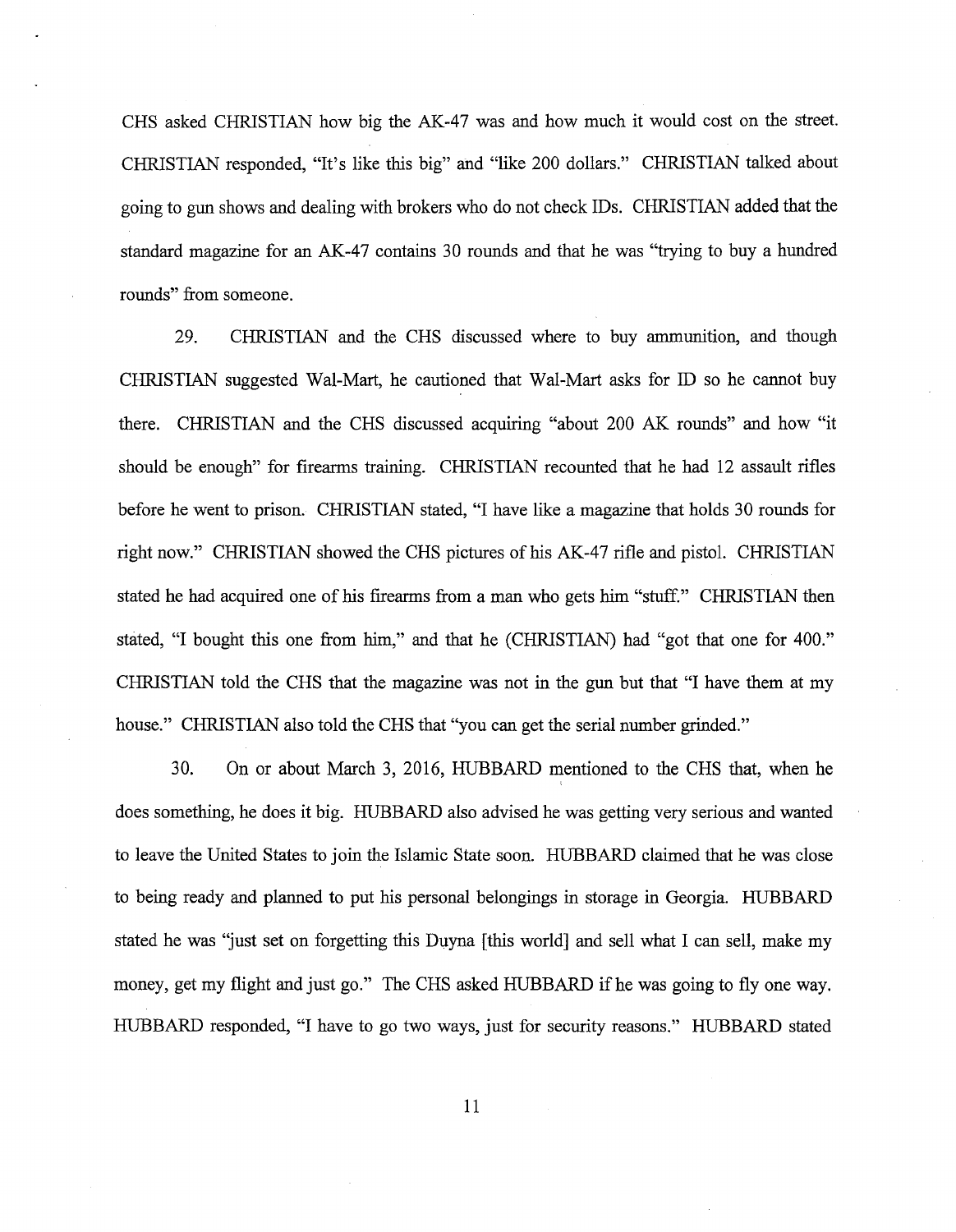CHS asked CHRISTIAN how big the AK-47 was and how much it would cost on the street. CHRISTIAN responded, "It's like this big" and "like 200 dollars." CHRISTIAN talked about going to gun shows and dealing with brokers who do not check IDs. CHRISTIAN added that the standard magazine for an AK-47 contains 30 rounds and that he was "trying to buy a hundred rounds" from someone.

29. CHRISTIAN and the CHS discussed where to buy ammunition, and though CHRISTIAN suggested Wal-Mart, he cautioned that Wal-Mart asks for ID so he cannot buy there. CHRISTIAN and the CHS discussed acquiring "about 200 AK rounds" and how "it should be enough" for firearms training. CHRISTIAN recounted that he had 12 assault rifles before he went to prison. CHRISTIAN stated, "I have like a magazine that holds 30 rounds for right now." CHRISTIAN showed the CHS pictures of his AK-47 rifle and pistol. CHRISTIAN stated he had acquired one of his firearms from a man who gets him "stuff." CHRISTIAN then stated, "I bought this one from him," and that he (CHRISTIAN) had "got that one for 400." CHRISTIAN told the CHS that the magazine was not in the gun but that "I have them at my house." CHRISTIAN also told the CHS that "you can get the serial number grinded."

30. On or about March 3, 2016, HUBBARD mentioned to the CHS that, when he does something, he does it big. HUBBARD also advised he was getting very serious and wanted to leave the United States to join the Islamic State soon. HUBBARD claimed that he was close to being ready and planned to put his personal belongings in storage in Georgia. HUBBARD stated he was "just set on forgetting this Duyna [this world] and sell what I can sell, make my money, get my flight and just go." The CHS asked HUBBARD if he was going to fly one way. HUBBARD responded, "I have to go two ways, just for security reasons." HUBBARD stated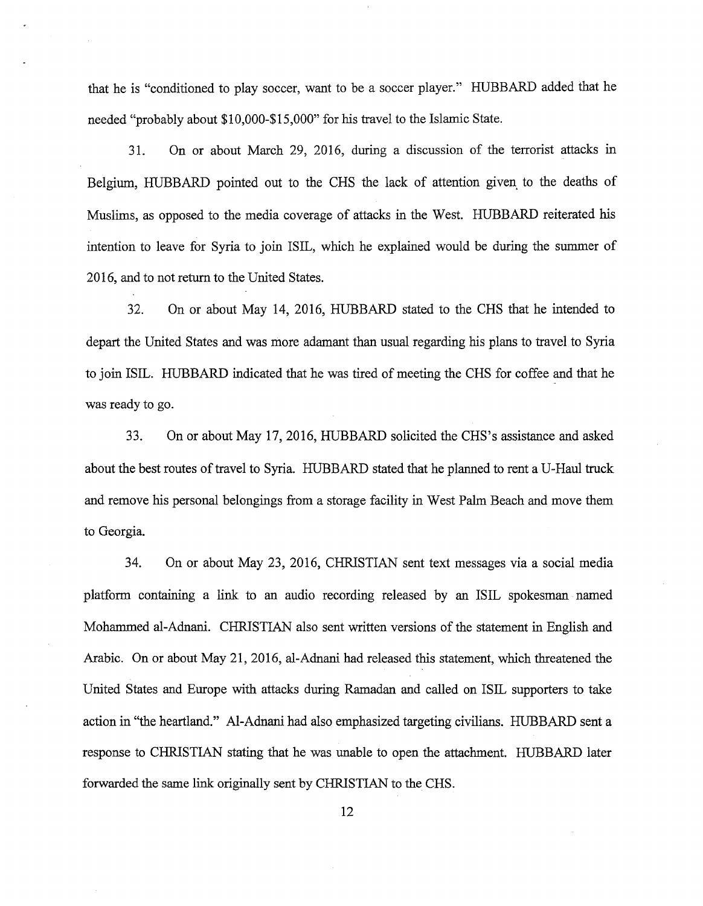that he is "conditioned to play soccer, want to be a soccer player." HUBBARD added that he needed "probably about $10,000-$15,000" for his travel to the Islamic State.

31. On or about March 29, 2016, during a discussion of the terrorist attacks in Belgium, HUBBARD pointed out to the CHS the lack of attention given to the deaths of Muslims, as opposed to the media coverage of attacks in the West. HUBBARD reiterated his intention to leave for Syria to join ISIL, which he explained would be during the summer of 2016, and to not return to the United States.

32. On or about May 14, 2016, HUBBARD stated to the CHS that he intended to depart the United States and was more adamant than usual regarding his plans to travel to Syria to join ISIL. HUBBARD indicated that he was tired of meeting the CHS for coffee and that he was ready to go.

33. On or about May 17, 2016, HUBBARD solicited the CHS's assistance and asked about the best routes of travel to Syria. HUBBARD stated that he planned to rent a U-Haul truck and remove his personal belongings from a storage facility in West Palm Beach and move them to Georgia.

34. On or about May 23, 2016, CHRISTIAN sent text messages via a social media platform containing a link to an audio recording released by an ISIL spokesman named Mohammed al-Adnani. CHRISTIAN also sent written versions of the statement in English and Arabic. On or about May 21, 2016, al-Adnani had released this statement, which threatened the United States and Europe with attacks during Ramadan and called on ISIL supporters to take action in "the heartland." Al-Adnani had also emphasized targeting civilians. HUBBARD sent a response to CHRISTIAN stating that he was unable to open the attachment. HUBBARD later forwarded the same link originally sent by CHRISTIAN to the CHS.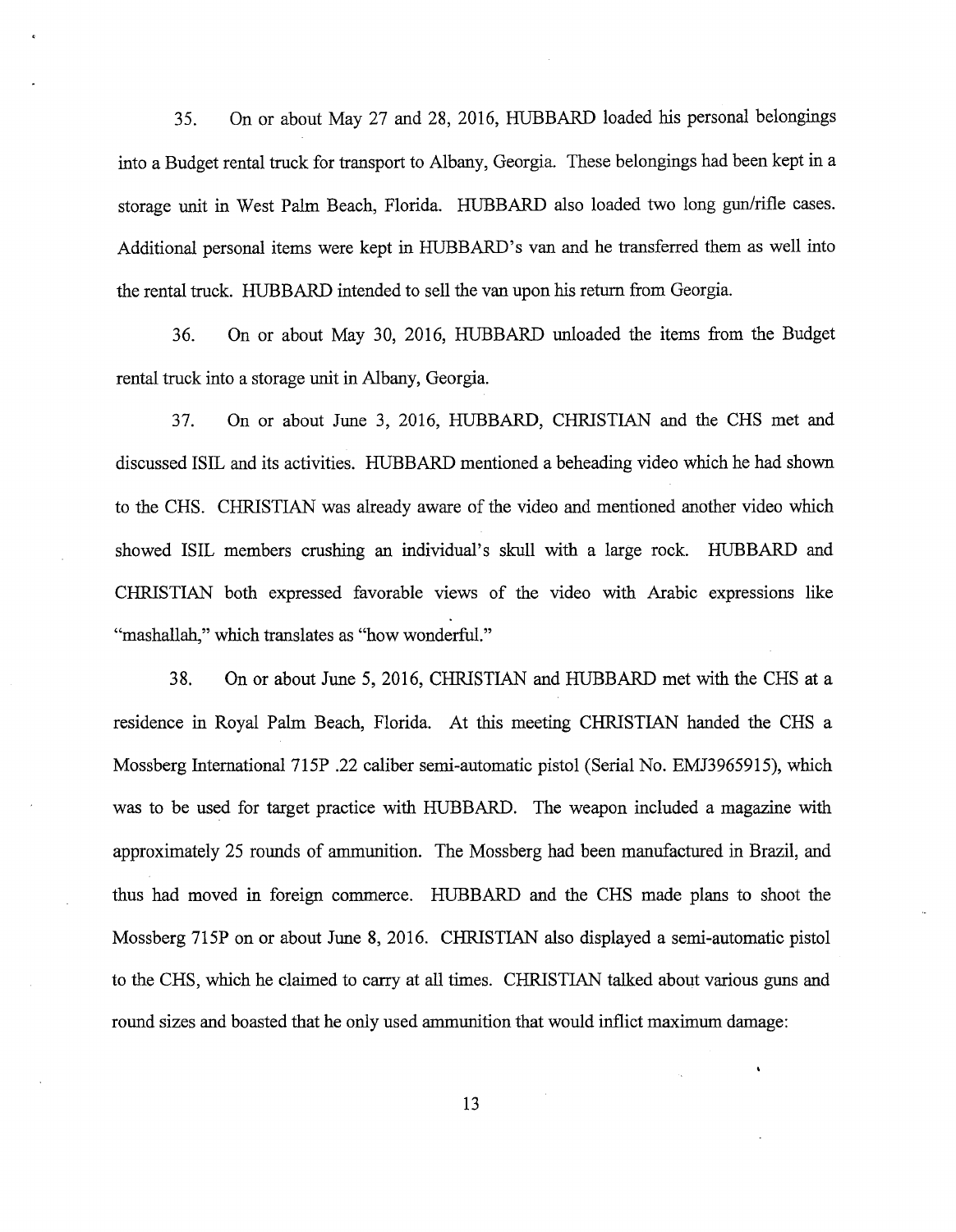35. On or about May 27 and 28, 2016, HUBBARD loaded his personal belongings into a Budget rental truck for transport to Albany, Georgia. These belongings had been kept in a storage unit in West Palm Beach, Florida. HUBBARD also loaded two long gun/rifle cases. Additional personal items were kept in HUBBARD's van and he transferred them as well into the rental truck. HUBBARD intended to sell the van upon his return from Georgia.

36. On or about May 30, 2016, HUBBARD unloaded the items from the Budget rental truck into a storage unit in Albany, Georgia.

37. On or about June 3, 2016, HUBBARD, CHRISTIAN and the CHS met and discussed ISIL and its activities. HUBBARD mentioned a beheading video which he had shown to the CHS. CHRISTIAN was already aware of the video and mentioned another video which showed ISIL members crushing an individual's skull with a large rock. HUBBARD and CHRISTIAN both expressed favorable views of the video with Arabic expressions like "mashallah," which translates as "how wonderful."

38. On or about June 5, 2016, CHRISTIAN and HUBBARD met with the CHS at a residence in Royal Palm Beach, Florida. At this meeting CHRISTIAN handed the CHS a Mossberg International 715P .22 caliber semi-automatic pistol (Serial No. EMJ3965915), which was to be used for target practice with HUBBARD. The weapon included a magazine with approximately 25 rounds of ammunition. The Mossberg had been manufactured in Brazil, and thus had moved in foreign commerce. HUBBARD and the CHS made plans to shoot the Mossberg 715P on or about June 8, 2016. CHRISTIAN also displayed a semi-automatic pistol to the CHS, which he claimed to carry at all times. CHRISTIAN talked about various guns and round sizes and boasted that he only used ammunition that would inflict maximum damage: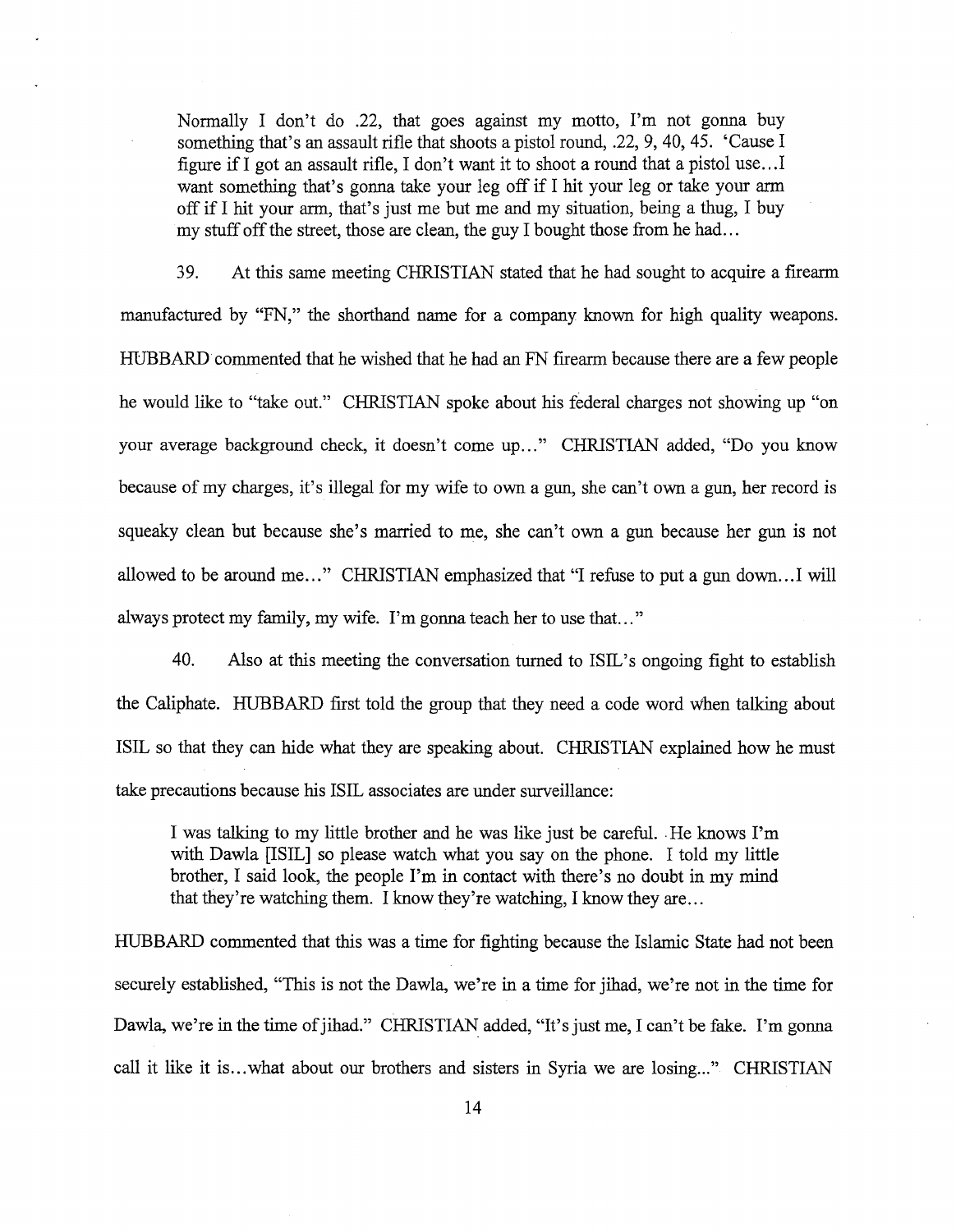> Normally I don't do .22, that goes against my motto, I'm not gonna buy something that's an assault rifle that shoots a pistol round, .22, 9, 40, 45. 'Cause I figure if I got an assault rifle, I don't want it to shoot a round that a pistol use...I want something that's gonna take your leg off if I hit your leg or take your arm off if I hit your arm, that's just me but me and my situation, being a thug, I buy my stuff off the street, those are clean, the guy I bought those from he had...

39. At this same meeting CHRISTIAN stated that he had sought to acquire a firearm manufactured by "FN," the shorthand name for a company known for high quality weapons. HUBBARD commented that he wished that he had an FN firearm because there are a few people he would like to "take out." CHRISTIAN spoke about his federal charges not showing up "on your average background check, it doesn't come up..." CHRISTIAN added, "Do you know because of my charges, it's illegal for my wife to own a gun, she can't own a gun, her record is squeaky clean but because she's married to me, she can't own a gun because her gun is not allowed to be around me..." CHRISTIAN emphasized that "I refuse to put a gun down...I will always protect my family, my wife. I'm gonna teach her to use that..."

40. Also at this meeting the conversation turned to ISIL's ongoing fight to establish the Caliphate. HUBBARD first told the group that they need a code word when talking about ISIL so that they can hide what they are speaking about. CHRISTIAN explained how he must take precautions because his ISIL associates are under surveillance:

> I was talking to my little brother and he was like just be careful. He knows I'm with Dawla [ISIL] so please watch what you say on the phone. I told my little brother, I said look, the people I'm in contact with there's no doubt in my mind that they're watching them. I know they're watching, I know they are...

HUBBARD commented that this was a time for fighting because the Islamic State had not been securely established, "This is not the Dawla, we're in a time for jihad, we're not in the time for Dawla, we're in the time of jihad." CHRISTIAN added, "It's just me, I can't be fake. I'm gonna call it like it is...what about our brothers and sisters in Syria we are losing..." CHRISTIAN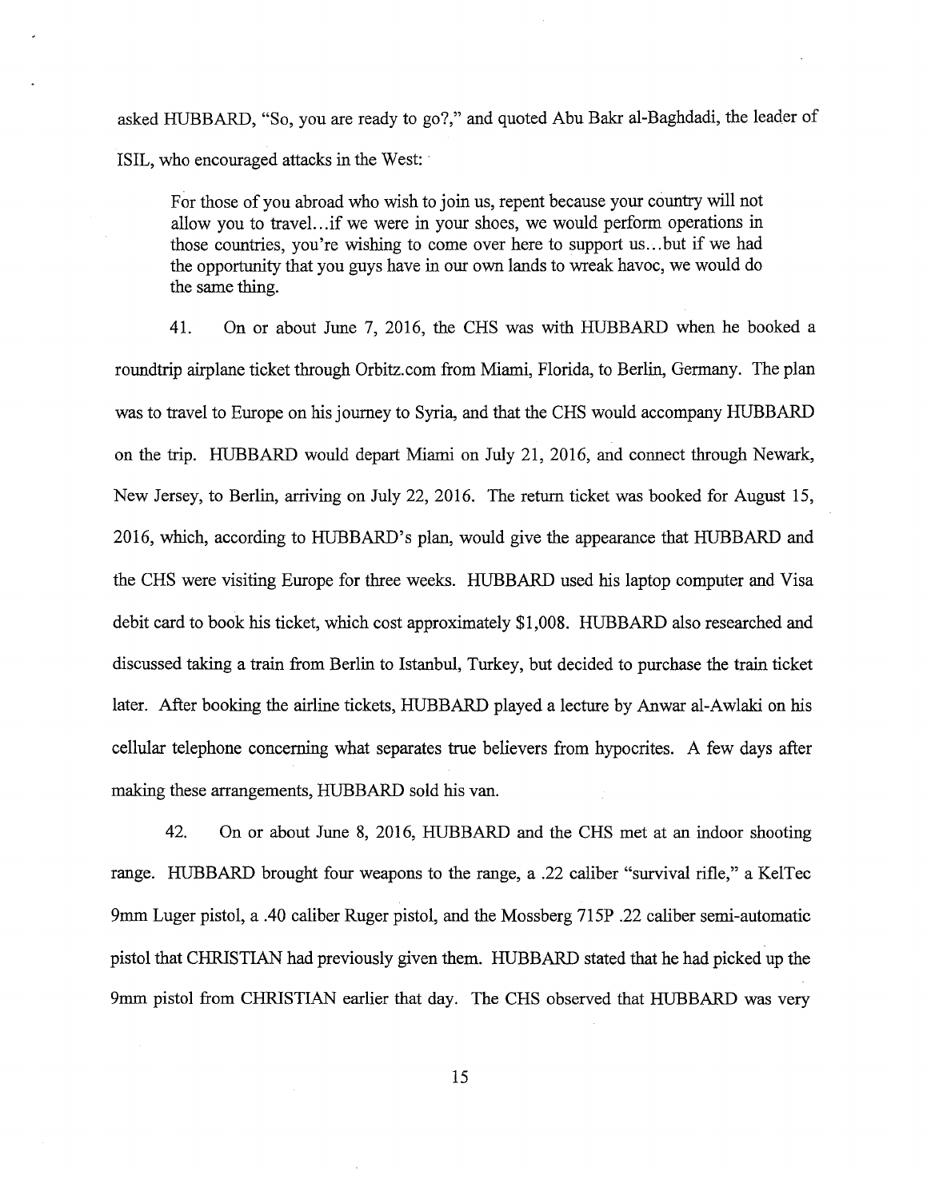asked HUBBARD, "So, you are ready to go?," and quoted Abu Bakr al-Baghdadi, the leader of ISIL, who encouraged attacks in the West:

> For those of you abroad who wish to join us, repent because your country will not allow you to travel...if we were in your shoes, we would perform operations in those countries, you're wishing to come over here to support us...but if we had the opportunity that you guys have in our own lands to wreak havoc, we would do the same thing.

41. On or about June 7, 2016, the CHS was with HUBBARD when he booked a roundtrip airplane ticket through Orbitz.com from Miami, Florida, to Berlin, Germany. The plan was to travel to Europe on his journey to Syria, and that the CHS would accompany HUBBARD on the trip. HUBBARD would depart Miami on July 21, 2016, and connect through Newark, New Jersey, to Berlin, arriving on July 22, 2016. The return ticket was booked for August 15, 2016, which, according to HUBBARD's plan, would give the appearance that HUBBARD and the CHS were visiting Europe for three weeks. HUBBARD used his laptop computer and Visa debit card to book his ticket, which cost approximately $1,008. HUBBARD also researched and discussed taking a train from Berlin to Istanbul, Turkey, but decided to purchase the train ticket later. After booking the airline tickets, HUBBARD played a lecture by Anwar al-Awlaki on his cellular telephone concerning what separates true believers from hypocrites. A few days after making these arrangements, HUBBARD sold his van.

42. On or about June 8, 2016, HUBBARD and the CHS met at an indoor shooting range. HUBBARD brought four weapons to the range, a .22 caliber "survival rifle," a KelTec 9mm Luger pistol, a .40 caliber Ruger pistol, and the Mossberg 715P .22 caliber semi-automatic pistol that CHRISTIAN had previously given them. HUBBARD stated that he had picked up the 9mm pistol from CHRISTIAN earlier that day. The CHS observed that HUBBARD was very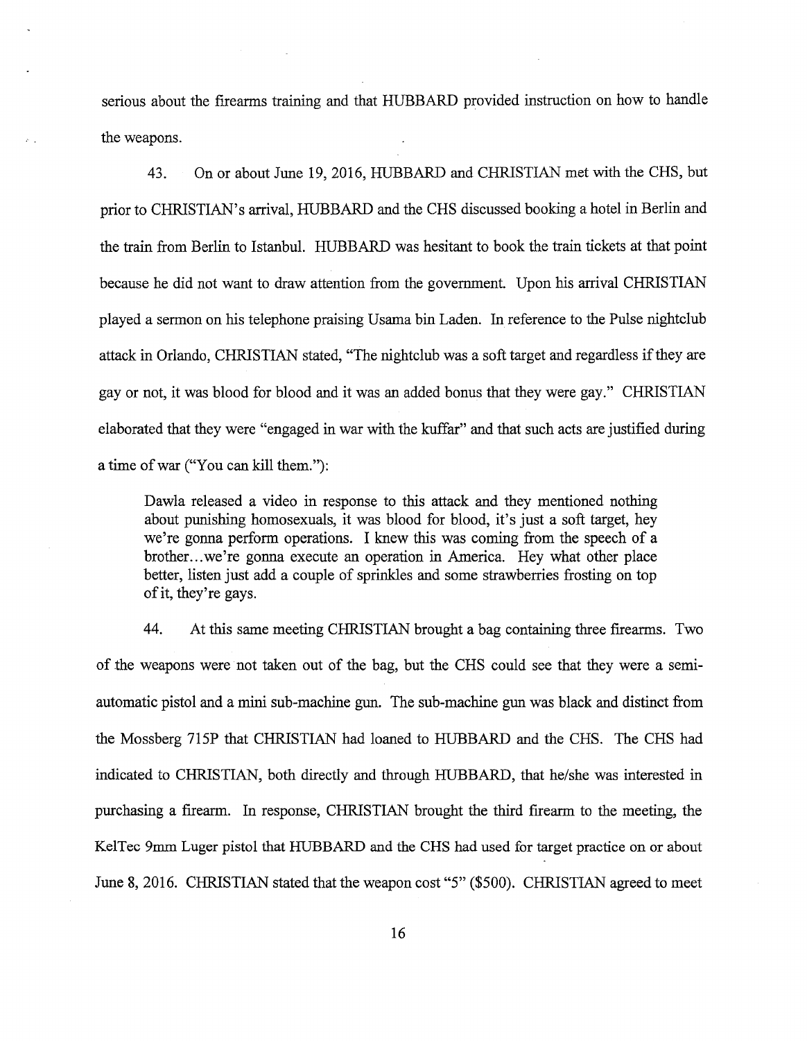serious about the firearms training and that HUBBARD provided instruction on how to handle the weapons.

43. On or about June 19, 2016, HUBBARD and CHRISTIAN met with the CHS, but prior to CHRISTIAN's arrival, HUBBARD and the CHS discussed booking a hotel in Berlin and the train from Berlin to Istanbul. HUBBARD was hesitant to book the train tickets at that point because he did not want to draw attention from the government. Upon his arrival CHRISTIAN played a sermon on his telephone praising Usama bin Laden. In reference to the Pulse nightclub attack in Orlando, CHRISTIAN stated, "The nightclub was a soft target and regardless if they are gay or not, it was blood for blood and it was an added bonus that they were gay." CHRISTIAN elaborated that they were "engaged in war with the kuffar" and that such acts are justified during a time of war ("You can kill them."):

> Dawla released a video in response to this attack and they mentioned nothing about punishing homosexuals, it was blood for blood, it's just a soft target, hey we're gonna perform operations. I knew this was coming from the speech of a brother...we're gonna execute an operation in America. Hey what other place better, listen just add a couple of sprinkles and some strawberries frosting on top of it, they're gays.

44. At this same meeting CHRISTIAN brought a bag containing three firearms. Two of the weapons were not taken out of the bag, but the CHS could see that they were a semi-automatic pistol and a mini sub-machine gun. The sub-machine gun was black and distinct from the Mossberg 715P that CHRISTIAN had loaned to HUBBARD and the CHS. The CHS had indicated to CHRISTIAN, both directly and through HUBBARD, that he/she was interested in purchasing a firearm. In response, CHRISTIAN brought the third firearm to the meeting, the KelTec 9mm Luger pistol that HUBBARD and the CHS had used for target practice on or about June 8, 2016. CHRISTIAN stated that the weapon cost "5" ($500). CHRISTIAN agreed to meet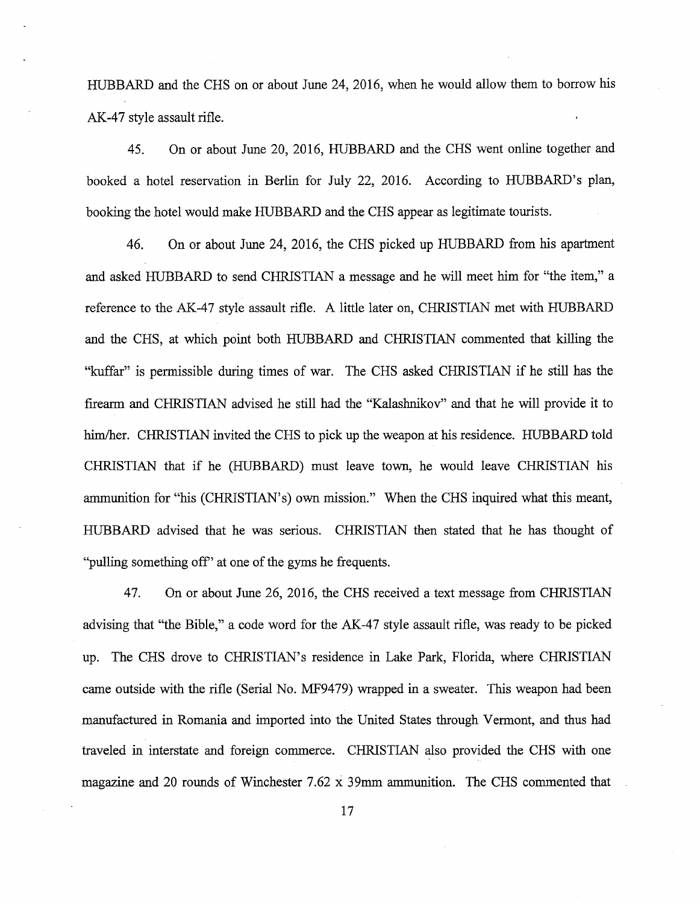HUBBARD and the CHS on or about June 24, 2016, when he would allow them to borrow his AK-47 style assault rifle.

45. On or about June 20, 2016, HUBBARD and the CHS went online together and booked a hotel reservation in Berlin for July 22, 2016. According to HUBBARD's plan, booking the hotel would make HUBBARD and the CHS appear as legitimate tourists.

46. On or about June 24, 2016, the CHS picked up HUBBARD from his apartment and asked HUBBARD to send CHRISTIAN a message and he will meet him for "the item," a reference to the AK-47 style assault rifle. A little later on, CHRISTIAN met with HUBBARD and the CHS, at which point both HUBBARD and CHRISTIAN commented that killing the "kuffar" is permissible during times of war. The CHS asked CHRISTIAN if he still has the firearm and CHRISTIAN advised he still had the "Kalashnikov" and that he will provide it to him/her. CHRISTIAN invited the CHS to pick up the weapon at his residence. HUBBARD told CHRISTIAN that if he (HUBBARD) must leave town, he would leave CHRISTIAN his ammunition for "his (CHRISTIAN's) own mission." When the CHS inquired what this meant, HUBBARD advised that he was serious. CHRISTIAN then stated that he has thought of "pulling something off" at one of the gyms he frequents.

47. On or about June 26, 2016, the CHS received a text message from CHRISTIAN advising that "the Bible," a code word for the AK-47 style assault rifle, was ready to be picked up. The CHS drove to CHRISTIAN's residence in Lake Park, Florida, where CHRISTIAN came outside with the rifle (Serial No. MF9479) wrapped in a sweater. This weapon had been manufactured in Romania and imported into the United States through Vermont, and thus had traveled in interstate and foreign commerce. CHRISTIAN also provided the CHS with one magazine and 20 rounds of Winchester 7.62 x 39mm ammunition. The CHS commented that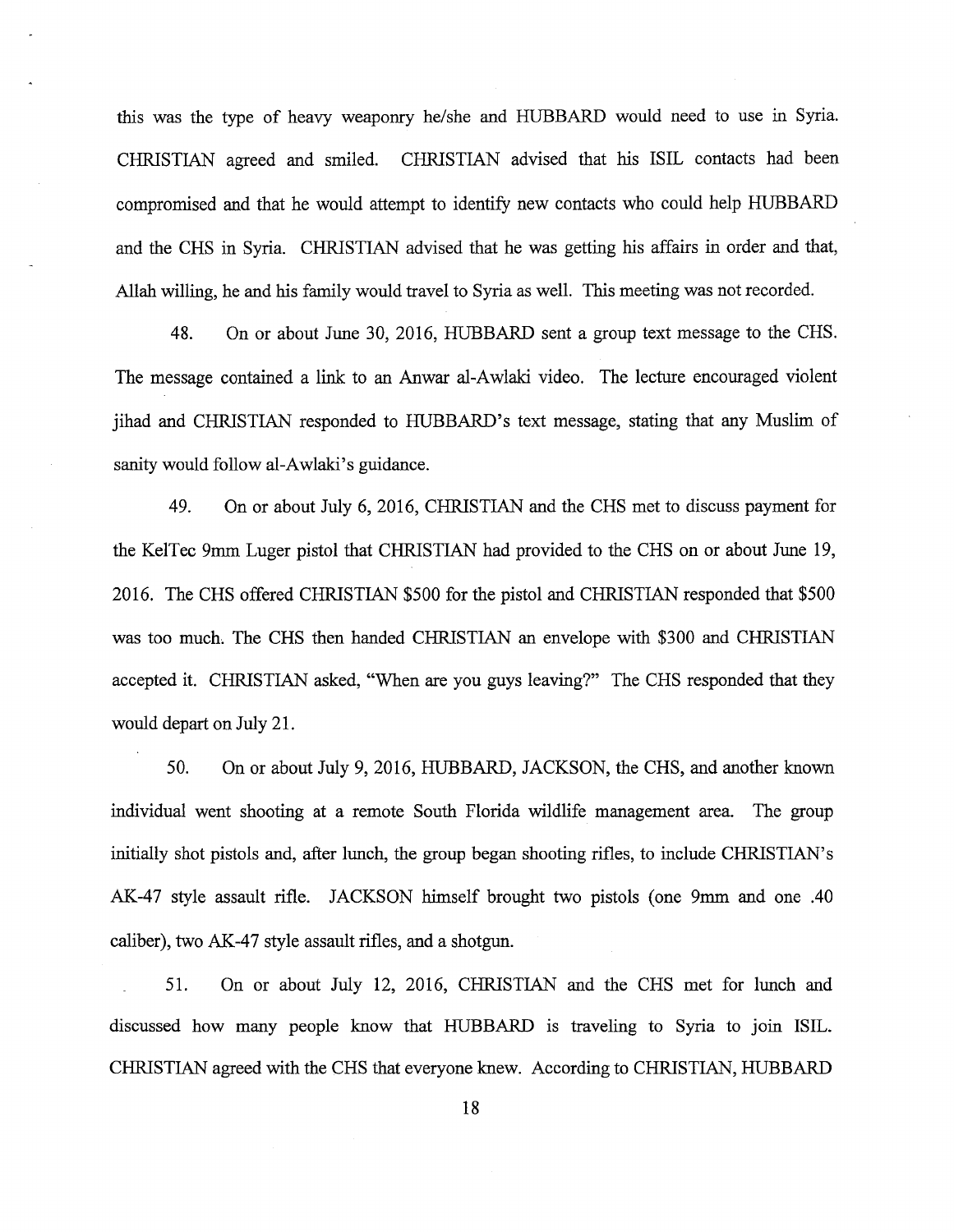this was the type of heavy weaponry he/she and HUBBARD would need to use in Syria. CHRISTIAN agreed and smiled. CHRISTIAN advised that his ISIL contacts had been compromised and that he would attempt to identify new contacts who could help HUBBARD and the CHS in Syria. CHRISTIAN advised that he was getting his affairs in order and that, Allah willing, he and his family would travel to Syria as well. This meeting was not recorded.

48. On or about June 30, 2016, HUBBARD sent a group text message to the CHS. The message contained a link to an Anwar al-Awlaki video. The lecture encouraged violent jihad and CHRISTIAN responded to HUBBARD's text message, stating that any Muslim of sanity would follow al-Awlaki's guidance.

49. On or about July 6, 2016, CHRISTIAN and the CHS met to discuss payment for the KelTec 9mm Luger pistol that CHRISTIAN had provided to the CHS on or about June 19, 2016. The CHS offered CHRISTIAN $500 for the pistol and CHRISTIAN responded that $500 was too much. The CHS then handed CHRISTIAN an envelope with $300 and CHRISTIAN accepted it. CHRISTIAN asked, "When are you guys leaving?" The CHS responded that they would depart on July 21.

50. On or about July 9, 2016, HUBBARD, JACKSON, the CHS, and another known individual went shooting at a remote South Florida wildlife management area. The group initially shot pistols and, after lunch, the group began shooting rifles, to include CHRISTIAN's AK-47 style assault rifle. JACKSON himself brought two pistols (one 9mm and one .40 caliber), two AK-47 style assault rifles, and a shotgun.

51. On or about July 12, 2016, CHRISTIAN and the CHS met for lunch and discussed how many people know that HUBBARD is traveling to Syria to join ISIL. CHRISTIAN agreed with the CHS that everyone knew. According to CHRISTIAN, HUBBARD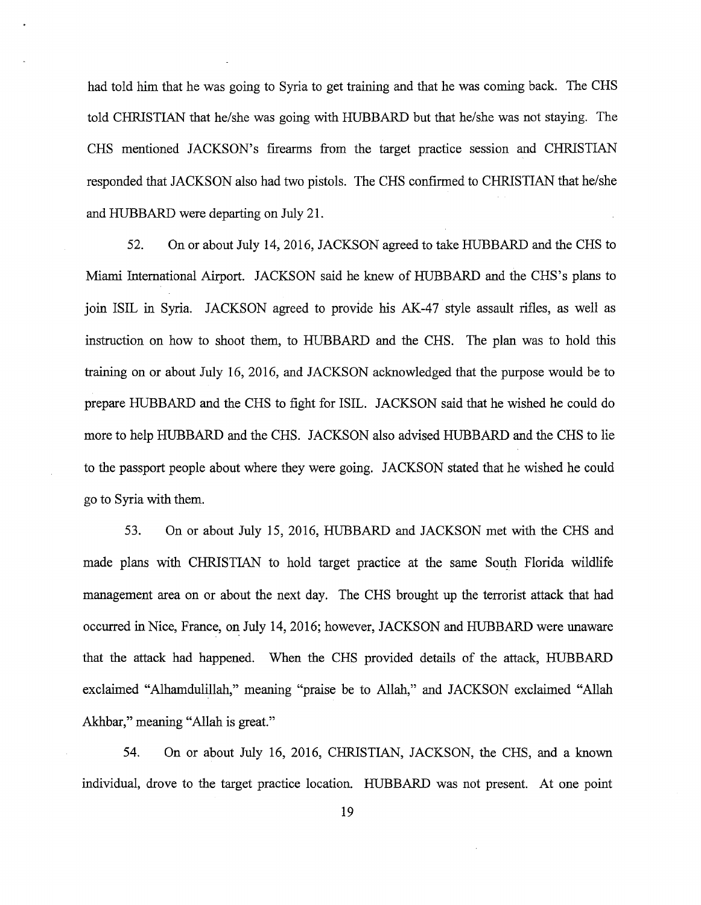had told him that he was going to Syria to get training and that he was coming back. The CHS told CHRISTIAN that he/she was going with HUBBARD but that he/she was not staying. The CHS mentioned JACKSON's firearms from the target practice session and CHRISTIAN responded that JACKSON also had two pistols. The CHS confirmed to CHRISTIAN that he/she and HUBBARD were departing on July 21.

52. On or about July 14, 2016, JACKSON agreed to take HUBBARD and the CHS to Miami International Airport. JACKSON said he knew of HUBBARD and the CHS's plans to join ISIL in Syria. JACKSON agreed to provide his AK-47 style assault rifles, as well as instruction on how to shoot them, to HUBBARD and the CHS. The plan was to hold this training on or about July 16, 2016, and JACKSON acknowledged that the purpose would be to prepare HUBBARD and the CHS to fight for ISIL. JACKSON said that he wished he could do more to help HUBBARD and the CHS. JACKSON also advised HUBBARD and the CHS to lie to the passport people about where they were going. JACKSON stated that he wished he could go to Syria with them.

53. On or about July 15, 2016, HUBBARD and JACKSON met with the CHS and made plans with CHRISTIAN to hold target practice at the same South Florida wildlife management area on or about the next day. The CHS brought up the terrorist attack that had occurred in Nice, France, on July 14, 2016; however, JACKSON and HUBBARD were unaware that the attack had happened. When the CHS provided details of the attack, HUBBARD exclaimed "Alhamdulillah," meaning "praise be to Allah," and JACKSON exclaimed "Allah Akhbar," meaning "Allah is great."

54. On or about July 16, 2016, CHRISTIAN, JACKSON, the CHS, and a known individual, drove to the target practice location. HUBBARD was not present. At one point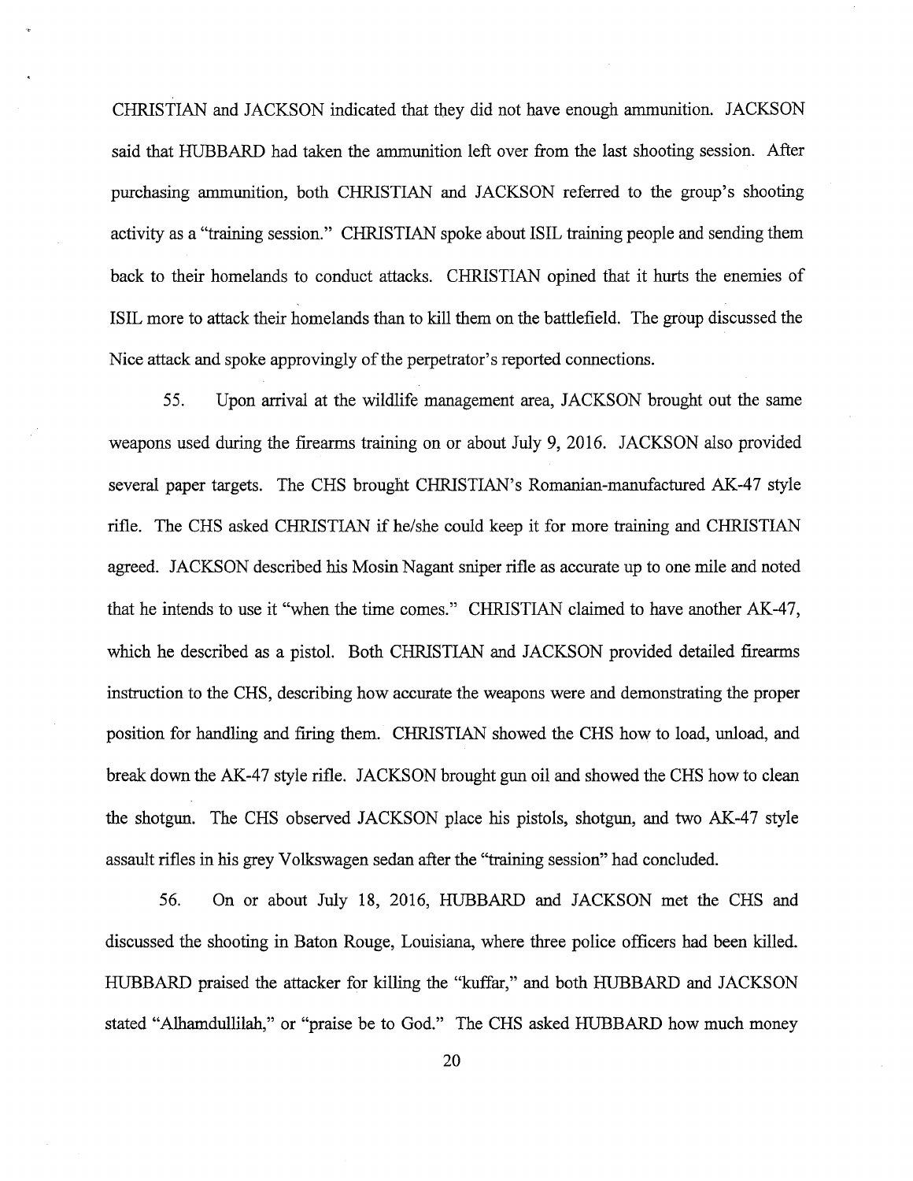CHRISTIAN and JACKSON indicated that they did not have enough ammunition. JACKSON said that HUBBARD had taken the ammunition left over from the last shooting session. After purchasing ammunition, both CHRISTIAN and JACKSON referred to the group's shooting activity as a "training session." CHRISTIAN spoke about ISIL training people and sending them back to their homelands to conduct attacks. CHRISTIAN opined that it hurts the enemies of ISIL more to attack their homelands than to kill them on the battlefield. The group discussed the Nice attack and spoke approvingly of the perpetrator's reported connections.

55. Upon arrival at the wildlife management area, JACKSON brought out the same weapons used during the firearms training on or about July 9, 2016. JACKSON also provided several paper targets. The CHS brought CHRISTIAN's Romanian-manufactured AK-47 style rifle. The CHS asked CHRISTIAN if he/she could keep it for more training and CHRISTIAN agreed. JACKSON described his Mosin Nagant sniper rifle as accurate up to one mile and noted that he intends to use it "when the time comes." CHRISTIAN claimed to have another AK-47, which he described as a pistol. Both CHRISTIAN and JACKSON provided detailed firearms instruction to the CHS, describing how accurate the weapons were and demonstrating the proper position for handling and firing them. CHRISTIAN showed the CHS how to load, unload, and break down the AK-47 style rifle. JACKSON brought gun oil and showed the CHS how to clean the shotgun. The CHS observed JACKSON place his pistols, shotgun, and two AK-47 style assault rifles in his grey Volkswagen sedan after the "training session" had concluded.

56. On or about July 18, 2016, HUBBARD and JACKSON met the CHS and discussed the shooting in Baton Rouge, Louisiana, where three police officers had been killed. HUBBARD praised the attacker for killing the "kuffar," and both HUBBARD and JACKSON stated "Alhamdullilah," or "praise be to God." The CHS asked HUBBARD how much money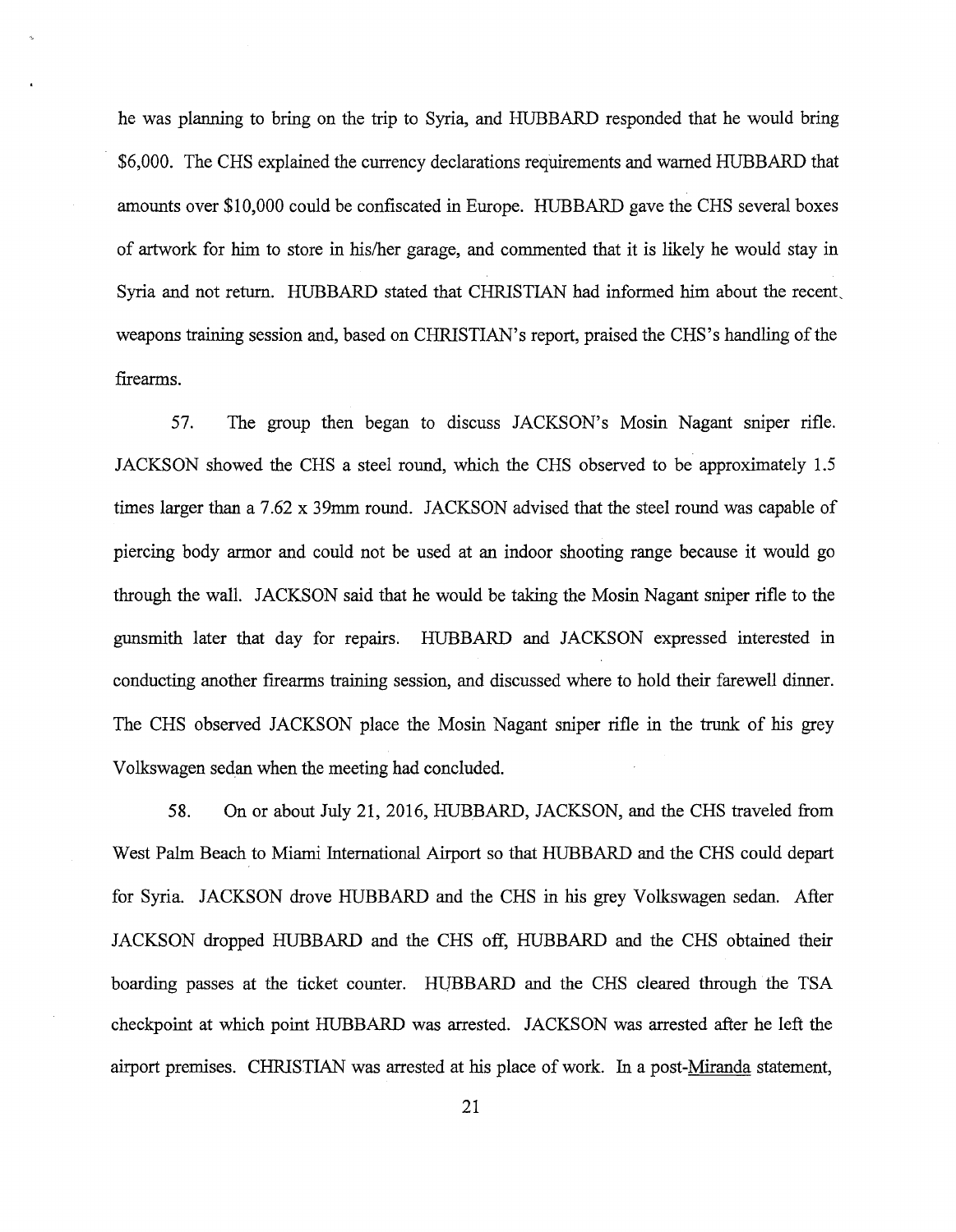he was planning to bring on the trip to Syria, and HUBBARD responded that he would bring $6,000. The CHS explained the currency declarations requirements and warned HUBBARD that amounts over $10,000 could be confiscated in Europe. HUBBARD gave the CHS several boxes of artwork for him to store in his/her garage, and commented that it is likely he would stay in Syria and not return. HUBBARD stated that CHRISTIAN had informed him about the recent weapons training session and, based on CHRISTIAN's report, praised the CHS's handling of the firearms.

57. The group then began to discuss JACKSON's Mosin Nagant sniper rifle. JACKSON showed the CHS a steel round, which the CHS observed to be approximately 1.5 times larger than a 7.62 x 39mm round. JACKSON advised that the steel round was capable of piercing body armor and could not be used at an indoor shooting range because it would go through the wall. JACKSON said that he would be taking the Mosin Nagant sniper rifle to the gunsmith later that day for repairs. HUBBARD and JACKSON expressed interested in conducting another firearms training session, and discussed where to hold their farewell dinner. The CHS observed JACKSON place the Mosin Nagant sniper rifle in the trunk of his grey Volkswagen sedan when the meeting had concluded.

58. On or about July 21, 2016, HUBBARD, JACKSON, and the CHS traveled from West Palm Beach to Miami International Airport so that HUBBARD and the CHS could depart for Syria. JACKSON drove HUBBARD and the CHS in his grey Volkswagen sedan. After JACKSON dropped HUBBARD and the CHS off, HUBBARD and the CHS obtained their boarding passes at the ticket counter. HUBBARD and the CHS cleared through the TSA checkpoint at which point HUBBARD was arrested. JACKSON was arrested after he left the airport premises. CHRISTIAN was arrested at his place of work. In a post-Miranda statement,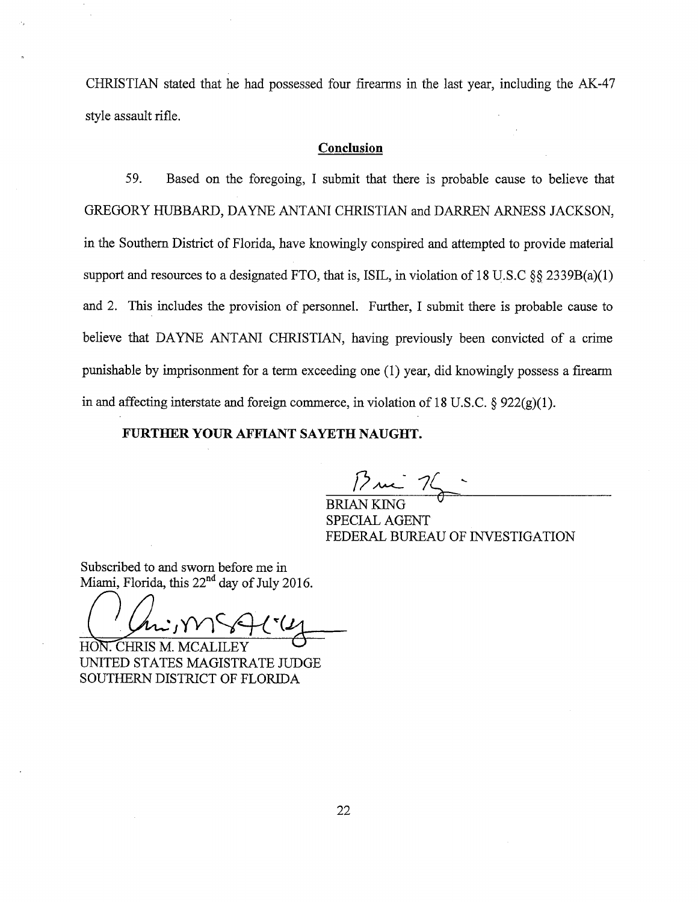CHRISTIAN stated that he had possessed four firearms in the last year, including the AK-47 style assault rifle.

## Conclusion

59. Based on the foregoing, I submit that there is probable cause to believe that GREGORY HUBBARD, DAYNE ANTANI CHRISTIAN and DARREN ARNESS JACKSON, in the Southern District of Florida, have knowingly conspired and attempted to provide material support and resources to a designated FTO, that is, ISIL, in violation of 18 U.S.C §§ 2339B(a)(1) and 2. This includes the provision of personnel. Further, I submit there is probable cause to believe that DAYNE ANTANI CHRISTIAN, having previously been convicted of a crime punishable by imprisonment for a term exceeding one (1) year, did knowingly possess a firearm in and affecting interstate and foreign commerce, in violation of 18 U.S.C. § 922(g)(1).

**FURTHER YOUR AFFIANT SAYETH NAUGHT.**

BRIAN KING
SPECIAL AGENT
FEDERAL BUREAU OF INVESTIGATION

Subscribed to and sworn before me in Miami, Florida, this 22nd day of July 2016.

HON. CHRIS M. MCALILEY
UNITED STATES MAGISTRATE JUDGE
SOUTHERN DISTRICT OF FLORIDA